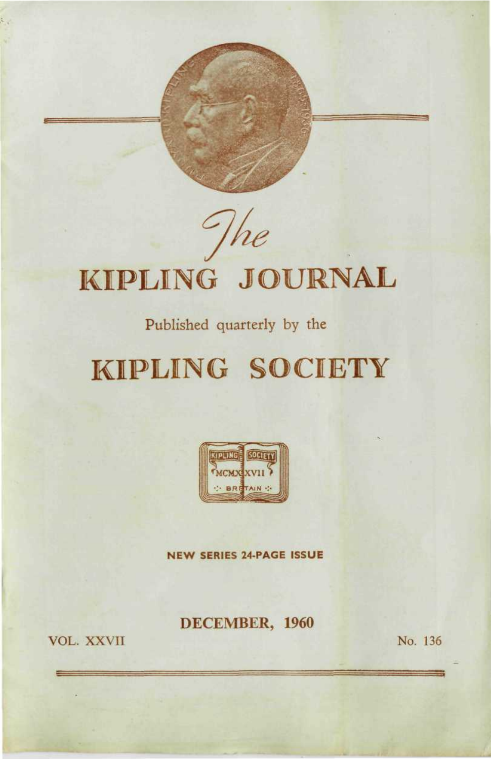# *The* KIPLING JOURNAL

Published quarterly by the

# KIPLING SOCIETY

KIPLING SOCIETY MCMXXVII BRITAIN

**NEW SERIES 24-PAGE ISSUE**

**DECEMBER, 1960**

VOL. XXVII

No. 136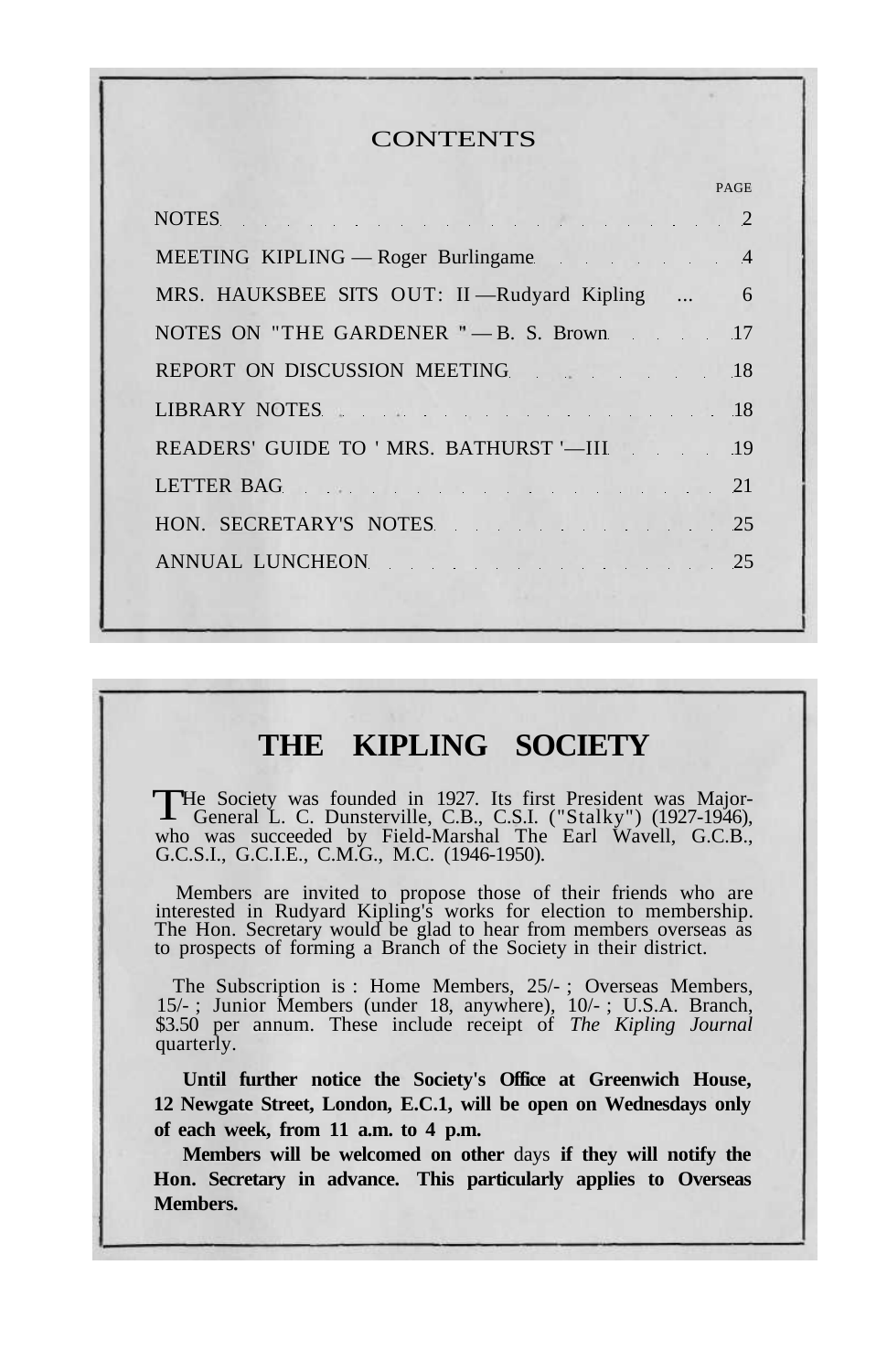## CONTENTS

| | PAGE |
|---|---|
| NOTES | 2 |
| MEETING KIPLING — Roger Burlingame | 4 |
| MRS. HAUKSBEE SITS OUT: II —Rudyard Kipling | 6 |
| NOTES ON "THE GARDENER " — B. S. Brown | 17 |
| REPORT ON DISCUSSION MEETING | 18 |
| LIBRARY NOTES | 18 |
| READERS' GUIDE TO ' MRS. BATHURST '—III | 19 |
| LETTER BAG | 21 |
| HON. SECRETARY'S NOTES | 25 |
| ANNUAL LUNCHEON | 25 |

# THE KIPLING SOCIETY

THe Society was founded in 1927. Its first President was Major-General L. C. Dunsterville, C.B., C.S.I. ("Stalky") (1927-1946), who was succeeded by Field-Marshal The Earl Wavell, G.C.B., G.C.S.I., G.C.I.E., C.M.G., M.C. (1946-1950).

Members are invited to propose those of their friends who are interested in Rudyard Kipling's works for election to membership. The Hon. Secretary would be glad to hear from members overseas as to prospects of forming a Branch of the Society in their district.

The Subscription is : Home Members, 25/- ; Overseas Members, 15/- ; Junior Members (under 18, anywhere), 10/- ; U.S.A. Branch, $3.50 per annum. These include receipt of *The Kipling Journal* quarterly.

**Until further notice the Society's Office at Greenwich House, 12 Newgate Street, London, E.C.1, will be open on Wednesdays only of each week, from 11 a.m. to 4 p.m.**

**Members will be welcomed on other** days **if they will notify the Hon. Secretary in advance. This particularly applies to Overseas Members.**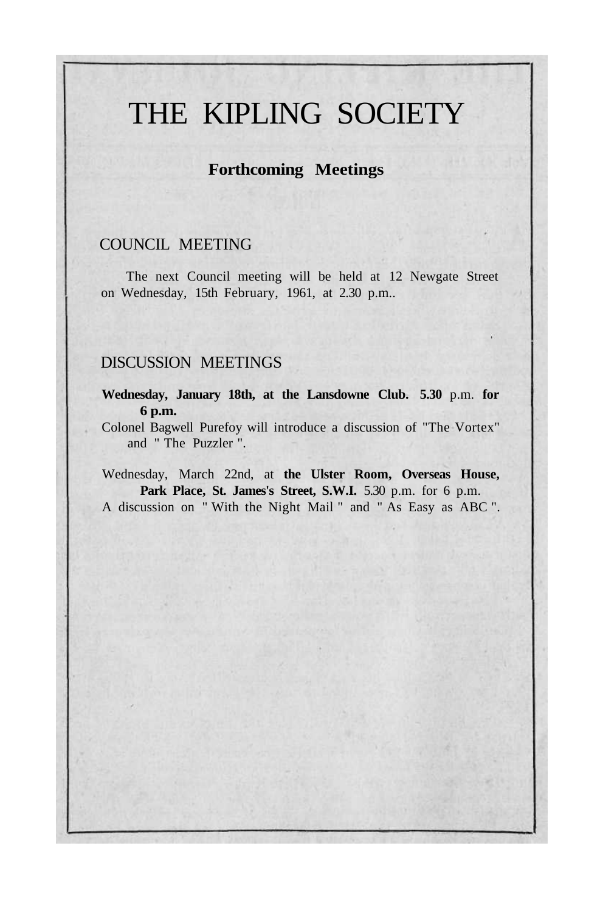# THE KIPLING SOCIETY

## Forthcoming Meetings

### COUNCIL MEETING

The next Council meeting will be held at 12 Newgate Street on Wednesday, 15th February, 1961, at 2.30 p.m..

### DISCUSSION MEETINGS

**Wednesday, January 18th, at the Lansdowne Club. 5.30** p.m. **for 6 p.m.**

Colonel Bagwell Purefoy will introduce a discussion of "The Vortex" and " The Puzzler ".

Wednesday, March 22nd, at **the Ulster Room, Overseas House, Park Place, St. James's Street, S.W.I.** 5.30 p.m. for 6 p.m.

A discussion on " With the Night Mail " and " As Easy as ABC ".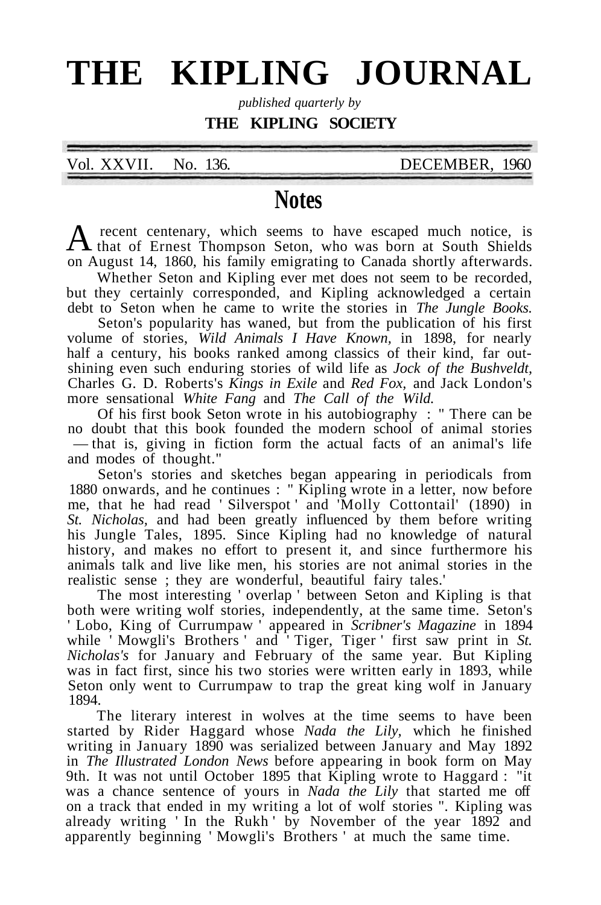# THE KIPLING JOURNAL

*published quarterly by*

**THE KIPLING SOCIETY**

Vol. XXVII. No. 136. DECEMBER, 1960

## Notes

A recent centenary, which seems to have escaped much notice, is that of Ernest Thompson Seton, who was born at South Shields on August 14, 1860, his family emigrating to Canada shortly afterwards.

Whether Seton and Kipling ever met does not seem to be recorded, but they certainly corresponded, and Kipling acknowledged a certain debt to Seton when he came to write the stories in *The Jungle Books.*

Seton's popularity has waned, but from the publication of his first volume of stories, *Wild Animals I Have Known,* in 1898, for nearly half a century, his books ranked among classics of their kind, far outshining even such enduring stories of wild life as *Jock of the Bushveldt,* Charles G. D. Roberts's *Kings in Exile* and *Red Fox,* and Jack London's more sensational *White Fang* and *The Call of the Wild.*

Of his first book Seton wrote in his autobiography : " There can be no doubt that this book founded the modern school of animal stories — that is, giving in fiction form the actual facts of an animal's life and modes of thought."

Seton's stories and sketches began appearing in periodicals from 1880 onwards, and he continues : " Kipling wrote in a letter, now before me, that he had read ' Silverspot ' and 'Molly Cottontail' (1890) in *St. Nicholas*, and had been greatly influenced by them before writing his Jungle Tales, 1895. Since Kipling had no knowledge of natural history, and makes no effort to present it, and since furthermore his animals talk and live like men, his stories are not animal stories in the realistic sense ; they are wonderful, beautiful fairy tales.'

The most interesting ' overlap ' between Seton and Kipling is that both were writing wolf stories, independently, at the same time. Seton's ' Lobo, King of Currumpaw ' appeared in *Scribner's Magazine* in 1894 while ' Mowgli's Brothers ' and ' Tiger, Tiger ' first saw print in *St. Nicholas's* for January and February of the same year. But Kipling was in fact first, since his two stories were written early in 1893, while Seton only went to Currumpaw to trap the great king wolf in January 1894.

The literary interest in wolves at the time seems to have been started by Rider Haggard whose *Nada the Lily,* which he finished writing in January 1890 was serialized between January and May 1892 in *The Illustrated London News* before appearing in book form on May 9th. It was not until October 1895 that Kipling wrote to Haggard : "it was a chance sentence of yours in *Nada the Lily* that started me off on a track that ended in my writing a lot of wolf stories ". Kipling was already writing ' In the Rukh ' by November of the year 1892 and apparently beginning ' Mowgli's Brothers ' at much the same time.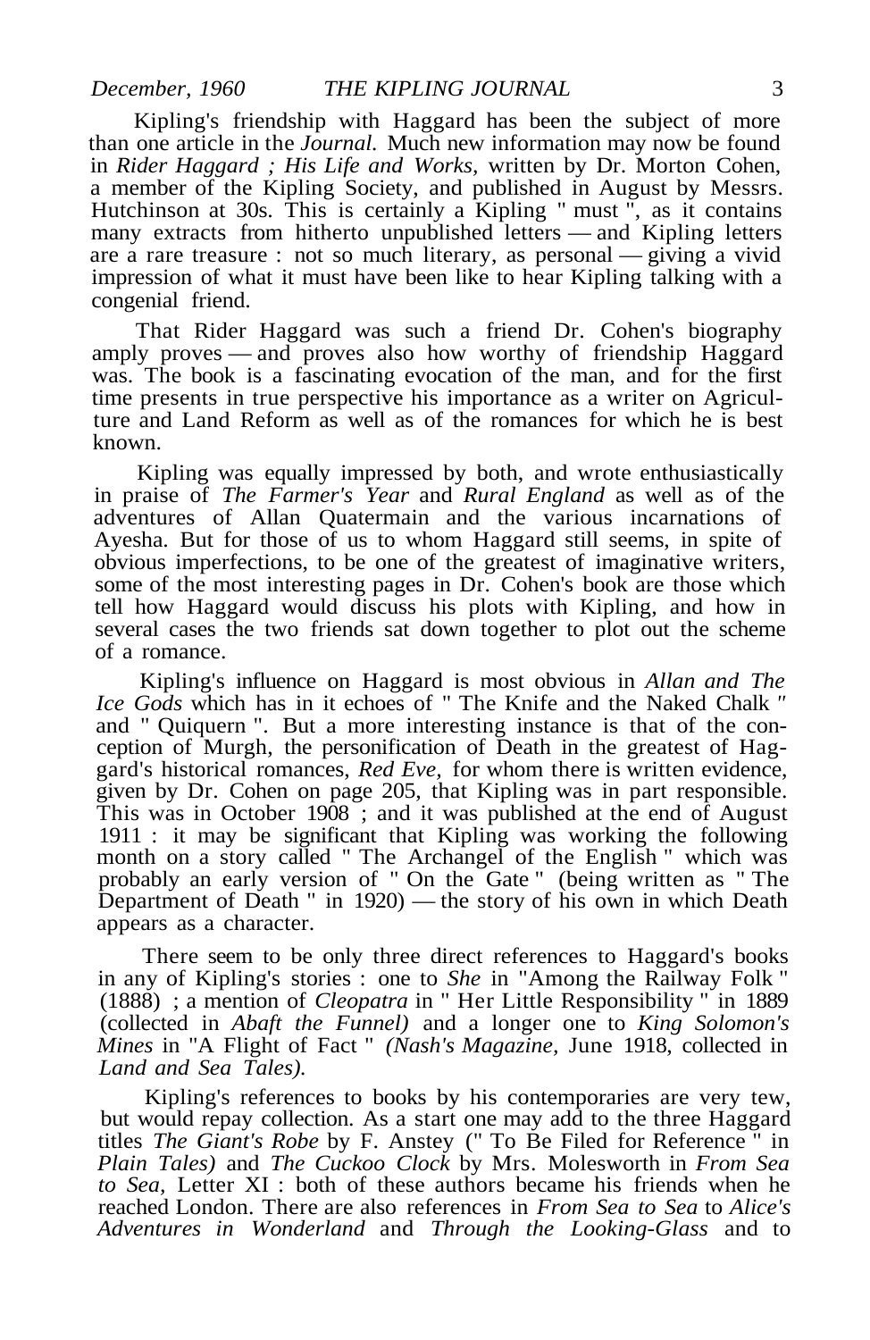Kipling's friendship with Haggard has been the subject of more than one article in the *Journal.* Much new information may now be found in *Rider Haggard ; His Life and Works,* written by Dr. Morton Cohen, a member of the Kipling Society, and published in August by Messrs. Hutchinson at 30s. This is certainly a Kipling " must ", as it contains many extracts from hitherto unpublished letters — and Kipling letters are a rare treasure : not so much literary, as personal — giving a vivid impression of what it must have been like to hear Kipling talking with a congenial friend.

That Rider Haggard was such a friend Dr. Cohen's biography amply proves — and proves also how worthy of friendship Haggard was. The book is a fascinating evocation of the man, and for the first time presents in true perspective his importance as a writer on Agriculture and Land Reform as well as of the romances for which he is best known.

Kipling was equally impressed by both, and wrote enthusiastically in praise of *The Farmer's Year* and *Rural England* as well as of the adventures of Allan Quatermain and the various incarnations of Ayesha. But for those of us to whom Haggard still seems, in spite of obvious imperfections, to be one of the greatest of imaginative writers, some of the most interesting pages in Dr. Cohen's book are those which tell how Haggard would discuss his plots with Kipling, and how in several cases the two friends sat down together to plot out the scheme of a romance.

Kipling's influence on Haggard is most obvious in *Allan and The Ice Gods* which has in it echoes of " The Knife and the Naked Chalk " and " Quiquern ". But a more interesting instance is that of the conception of Murgh, the personification of Death in the greatest of Haggard's historical romances, *Red Eve,* for whom there is written evidence, given by Dr. Cohen on page 205, that Kipling was in part responsible. This was in October 1908 ; and it was published at the end of August 1911 : it may be significant that Kipling was working the following month on a story called " The Archangel of the English " which was probably an early version of " On the Gate " (being written as " The Department of Death " in 1920) — the story of his own in which Death appears as a character.

There seem to be only three direct references to Haggard's books in any of Kipling's stories : one to *She* in "Among the Railway Folk " (1888) ; a mention of *Cleopatra* in " Her Little Responsibility " in 1889 (collected in *Abaft the Funnel)* and a longer one to *King Solomon's Mines* in "A Flight of Fact " *(Nash's Magazine,* June 1918, collected in *Land and Sea Tales).*

Kipling's references to books by his contemporaries are very tew, but would repay collection. As a start one may add to the three Haggard titles *The Giant's Robe* by F. Anstey (" To Be Filed for Reference " in *Plain Tales)* and *The Cuckoo Clock* by Mrs. Molesworth in *From Sea to Sea,* Letter XI : both of these authors became his friends when he reached London. There are also references in *From Sea to Sea* to *Alice's Adventures in Wonderland* and *Through the Looking-Glass* and to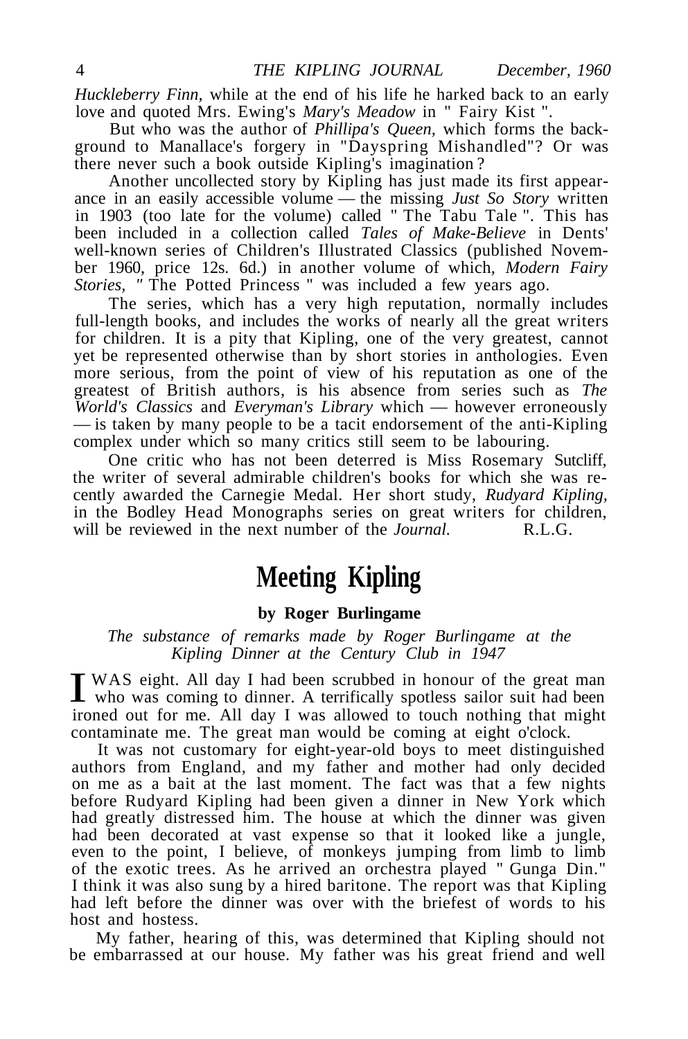*Huckleberry Finn,* while at the end of his life he harked back to an early love and quoted Mrs. Ewing's *Mary's Meadow* in " Fairy Kist ".

But who was the author of *Phillipa's Queen,* which forms the background to Manallace's forgery in "Dayspring Mishandled"? Or was there never such a book outside Kipling's imagination ?

Another uncollected story by Kipling has just made its first appearance in an easily accessible volume — the missing *Just So Story* written in 1903 (too late for the volume) called " The Tabu Tale ". This has been included in a collection called *Tales of Make-Believe* in Dents' well-known series of Children's Illustrated Classics (published November 1960, price 12s. 6d.) in another volume of which, *Modern Fairy Stories, "* The Potted Princess " was included a few years ago.

The series, which has a very high reputation, normally includes full-length books, and includes the works of nearly all the great writers for children. It is a pity that Kipling, one of the very greatest, cannot yet be represented otherwise than by short stories in anthologies. Even more serious, from the point of view of his reputation as one of the greatest of British authors, is his absence from series such as *The World's Classics* and *Everyman's Library* which — however erroneously — is taken by many people to be a tacit endorsement of the anti-Kipling complex under which so many critics still seem to be labouring.

One critic who has not been deterred is Miss Rosemary Sutcliff, the writer of several admirable children's books for which she was recently awarded the Carnegie Medal. Her short study, *Rudyard Kipling,* in the Bodley Head Monographs series on great writers for children, will be reviewed in the next number of the *Journal.* R.L.G.

# Meeting Kipling

**by Roger Burlingame**

*The substance of remarks made by Roger Burlingame at the Kipling Dinner at the Century Club in 1947*

I WAS eight. All day I had been scrubbed in honour of the great man who was coming to dinner. A terrifically spotless sailor suit had been ironed out for me. All day I was allowed to touch nothing that might contaminate me. The great man would be coming at eight o'clock.

It was not customary for eight-year-old boys to meet distinguished authors from England, and my father and mother had only decided on me as a bait at the last moment. The fact was that a few nights before Rudyard Kipling had been given a dinner in New York which had greatly distressed him. The house at which the dinner was given had been decorated at vast expense so that it looked like a jungle, even to the point, I believe, of monkeys jumping from limb to limb of the exotic trees. As he arrived an orchestra played " Gunga Din." I think it was also sung by a hired baritone. The report was that Kipling had left before the dinner was over with the briefest of words to his host and hostess.

My father, hearing of this, was determined that Kipling should not be embarrassed at our house. My father was his great friend and well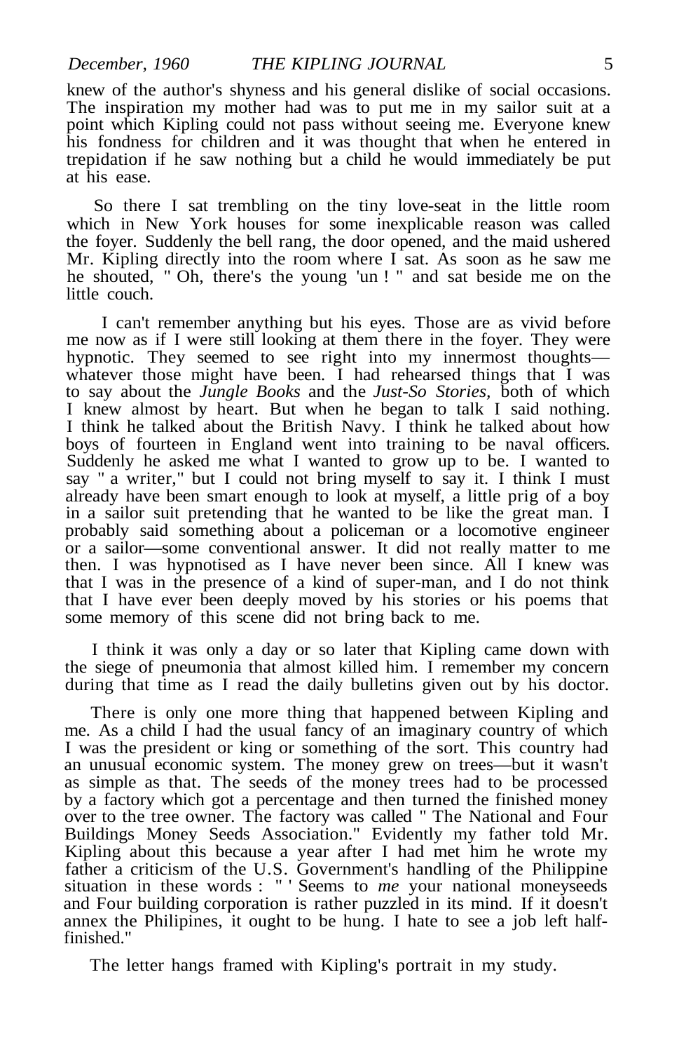knew of the author's shyness and his general dislike of social occasions. The inspiration my mother had was to put me in my sailor suit at a point which Kipling could not pass without seeing me. Everyone knew his fondness for children and it was thought that when he entered in trepidation if he saw nothing but a child he would immediately be put at his ease.

So there I sat trembling on the tiny love-seat in the little room which in New York houses for some inexplicable reason was called the foyer. Suddenly the bell rang, the door opened, and the maid ushered Mr. Kipling directly into the room where I sat. As soon as he saw me he shouted, " Oh, there's the young 'un ! " and sat beside me on the little couch.

I can't remember anything but his eyes. Those are as vivid before me now as if I were still looking at them there in the foyer. They were hypnotic. They seemed to see right into my innermost thoughts—whatever those might have been. I had rehearsed things that I was to say about the *Jungle Books* and the *Just-So Stories*, both of which I knew almost by heart. But when he began to talk I said nothing. I think he talked about the British Navy. I think he talked about how boys of fourteen in England went into training to be naval officers. Suddenly he asked me what I wanted to grow up to be. I wanted to say " a writer," but I could not bring myself to say it. I think I must already have been smart enough to look at myself, a little prig of a boy in a sailor suit pretending that he wanted to be like the great man. I probably said something about a policeman or a locomotive engineer or a sailor—some conventional answer. It did not really matter to me then. I was hypnotised as I have never been since. All I knew was that I was in the presence of a kind of super-man, and I do not think that I have ever been deeply moved by his stories or his poems that some memory of this scene did not bring back to me.

I think it was only a day or so later that Kipling came down with the siege of pneumonia that almost killed him. I remember my concern during that time as I read the daily bulletins given out by his doctor.

There is only one more thing that happened between Kipling and me. As a child I had the usual fancy of an imaginary country of which I was the president or king or something of the sort. This country had an unusual economic system. The money grew on trees—but it wasn't as simple as that. The seeds of the money trees had to be processed by a factory which got a percentage and then turned the finished money over to the tree owner. The factory was called " The National and Four Buildings Money Seeds Association." Evidently my father told Mr. Kipling about this because a year after I had met him he wrote my father a criticism of the U.S. Government's handling of the Philippine situation in these words : " ' Seems to *me* your national moneyseeds and Four building corporation is rather puzzled in its mind. If it doesn't annex the Philipines, it ought to be hung. I hate to see a job left half-finished."

The letter hangs framed with Kipling's portrait in my study.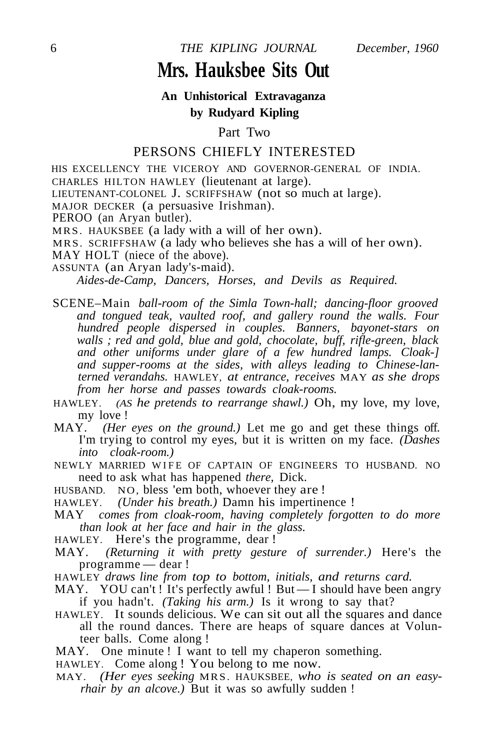# Mrs. Hauksbee Sits Out

**An Unhistorical Extravaganza**

**by Rudyard Kipling**

Part Two

## PERSONS CHIEFLY INTERESTED

HIS EXCELLENCY THE VICEROY AND GOVERNOR-GENERAL OF INDIA.
CHARLES HILTON HAWLEY (lieutenant at large).
LIEUTENANT-COLONEL J. SCRIFFSHAW (not so much at large).
MAJOR DECKER (a persuasive Irishman).
PEROO (an Aryan butler).
MRS. HAUKSBEE (a lady with a will of her own).
MRS. SCRIFFSHAW (a lady who believes she has a will of her own).
MAY HOLT (niece of the above).
ASSUNTA (an Aryan lady's-maid).

*Aides-de-Camp, Dancers, Horses, and Devils as Required.*

SCENE–Main *ball-room of the Simla Town-hall; dancing-floor grooved and tongued teak, vaulted roof, and gallery round the walls. Four hundred people dispersed in couples. Banners, bayonet-stars on walls ; red and gold, blue and gold, chocolate, buff, rifle-green, black and other uniforms under glare of a few hundred lamps. Cloak-] and supper-rooms at the sides, with alleys leading to Chinese-lanterned verandahs.* HAWLEY, *at entrance, receives* MAY *as she drops from her horse and passes towards cloak-rooms.*

HAWLEY. *(AS he pretends to rearrange shawl.)* Oh, my love, my love, my love !

MAY. *(Her eyes on the ground.)* Let me go and get these things off. I'm trying to control my eyes, but it is written on my face. *(Dashes into cloak-room.)*

NEWLY MARRIED WIFE OF CAPTAIN OF ENGINEERS TO HUSBAND. NO need to ask what has happened *there,* Dick.

HUSBAND. NO, bless 'em both, whoever they are !

HAWLEY. *(Under his breath.)* Damn his impertinence !

MAY *comes from cloak-room, having completely forgotten to do more than look at her face and hair in the glass.*

HAWLEY. Here's the programme, dear !

MAY. *(Returning it with pretty gesture of surrender.)* Here's the programme — dear !

HAWLEY *draws line from top to bottom, initials, and returns card.*

MAY. YOU can't ! It's perfectly awful ! But — I should have been angry if you hadn't. *(Taking his arm.)* Is it wrong to say that?

HAWLEY. It sounds delicious. We can sit out all the squares and dance all the round dances. There are heaps of square dances at Volunteer balls. Come along !

MAY. One minute ! I want to tell my chaperon something.

HAWLEY. Come along ! You belong to me now.

MAY. *(Her eyes seeking* MRS. HAUKSBEE, *who is seated on an easy-rhair by an alcove.)* But it was so awfully sudden !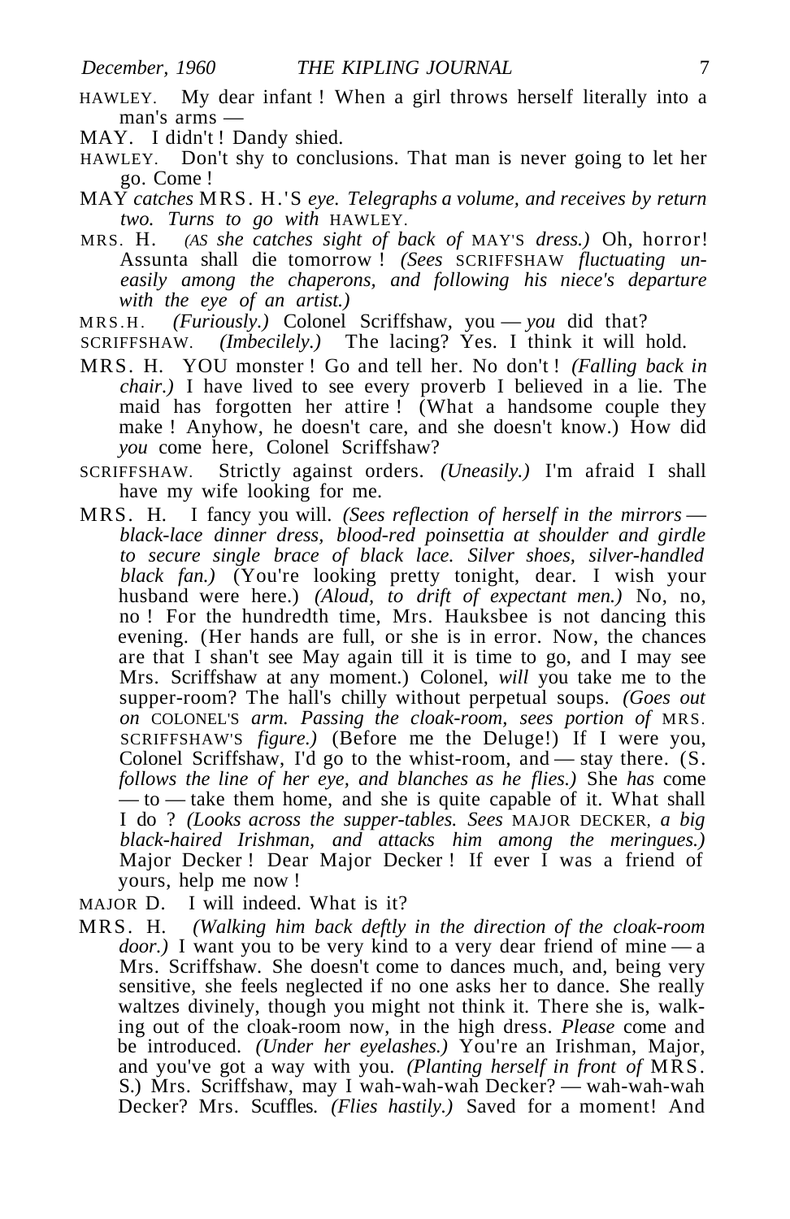HAWLEY. My dear infant ! When a girl throws herself literally into a man's arms —

MAY. I didn't ! Dandy shied.

HAWLEY. Don't shy to conclusions. That man is never going to let her go. Come !

MAY *catches* MRS. H.'S *eye. Telegraphs a volume, and receives by return two. Turns to go with* HAWLEY.

MRS. H. *(As she catches sight of back of* MAY'S *dress.)* Oh, horror! Assunta shall die tomorrow ! *(Sees* SCRIFFSHAW *fluctuating uneasily among the chaperons, and following his niece's departure with the eye of an artist.)*

MRS.H. *(Furiously.)* Colonel Scriffshaw, you — *you* did that?

SCRIFFSHAW. *(Imbecilely.)* The lacing? Yes. I think it will hold.

MRS. H. YOU monster ! Go and tell her. No don't ! *(Falling back in chair.)* I have lived to see every proverb I believed in a lie. The maid has forgotten her attire ! (What a handsome couple they make ! Anyhow, he doesn't care, and she doesn't know.) How did *you* come here, Colonel Scriffshaw?

SCRIFFSHAW. Strictly against orders. *(Uneasily.)* I'm afraid I shall have my wife looking for me.

MRS. H. I fancy you will. *(Sees reflection of herself in the mirrors — black-lace dinner dress, blood-red poinsettia at shoulder and girdle to secure single brace of black lace. Silver shoes, silver-handled black fan.)* (You're looking pretty tonight, dear. I wish your husband were here.) *(Aloud, to drift of expectant men.)* No, no, no ! For the hundredth time, Mrs. Hauksbee is not dancing this evening. (Her hands are full, or she is in error. Now, the chances are that I shan't see May again till it is time to go, and I may see Mrs. Scriffshaw at any moment.) Colonel, *will* you take me to the supper-room? The hall's chilly without perpetual soups. *(Goes out on* COLONEL'S *arm. Passing the cloak-room, sees portion of* MRS. SCRIFFSHAW'S *figure.)* (Before me the Deluge!) If I were you, Colonel Scriffshaw, I'd go to the whist-room, and — stay there. (S. *follows the line of her eye, and blanches as he flies.)* She *has* come — to — take them home, and she is quite capable of it. What shall I do ? *(Looks across the supper-tables. Sees* MAJOR DECKER, *a big black-haired Irishman, and attacks him among the meringues.)* Major Decker ! Dear Major Decker ! If ever I was a friend of yours, help me now !

MAJOR D. I will indeed. What is it?

MRS. H. *(Walking him back deftly in the direction of the cloak-room door.)* I want you to be very kind to a very dear friend of mine — a Mrs. Scriffshaw. She doesn't come to dances much, and, being very sensitive, she feels neglected if no one asks her to dance. She really waltzes divinely, though you might not think it. There she is, walking out of the cloak-room now, in the high dress. *Please* come and be introduced. *(Under her eyelashes.)* You're an Irishman, Major, and you've got a way with you. *(Planting herself in front of* MRS. S.) Mrs. Scriffshaw, may I wah-wah-wah Decker? — wah-wah-wah Decker? Mrs. Scuffles. *(Flies hastily.)* Saved for a moment! And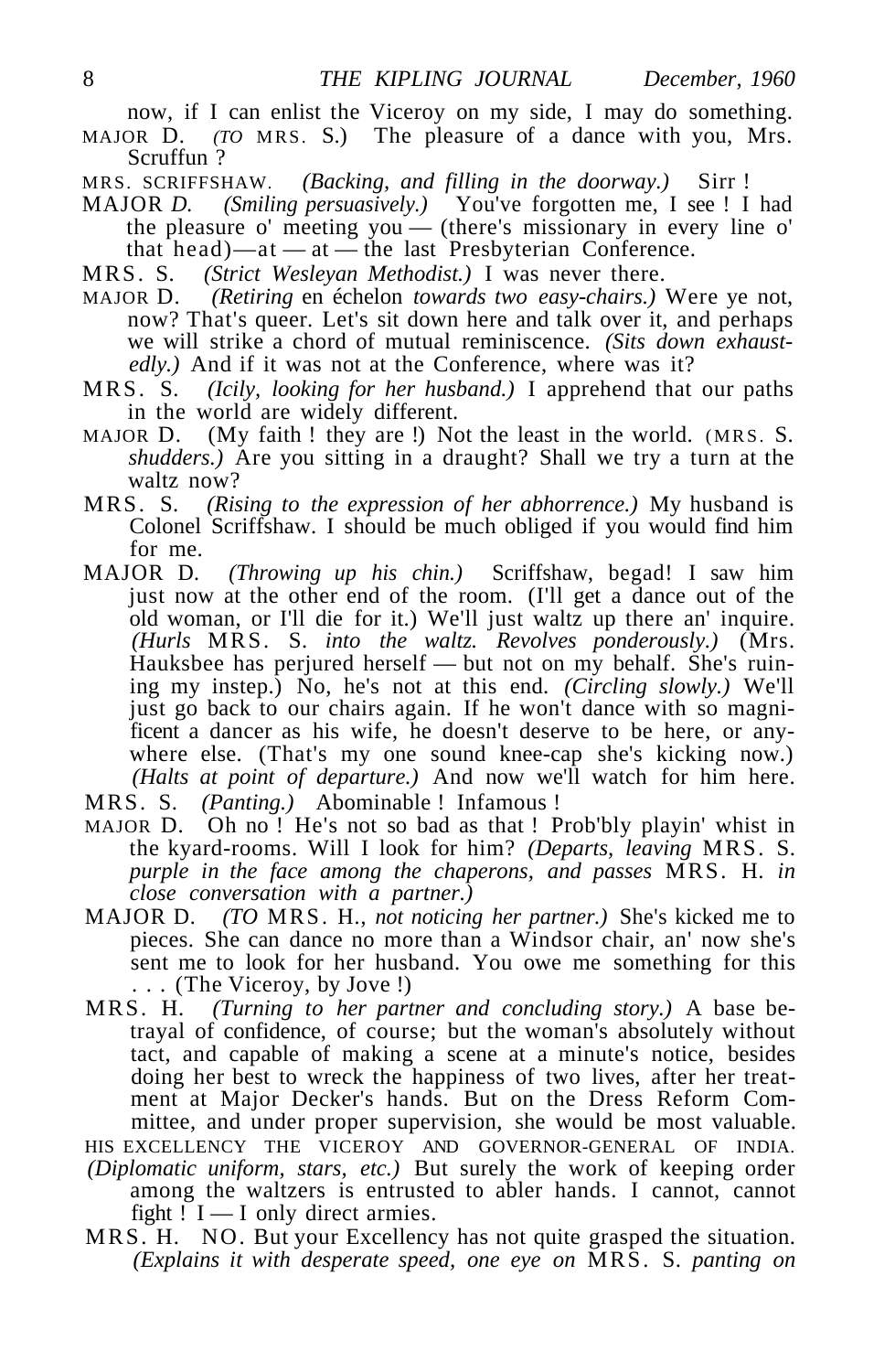now, if I can enlist the Viceroy on my side, I may do something.

MAJOR D. *(TO* MRS. S.) The pleasure of a dance with you, Mrs. Scruffun ?

MRS. SCRIFFSHAW. *(Backing, and filling in the doorway.)* Sirr !

MAJOR *D. (Smiling persuasively.)* You've forgotten me, I see ! I had the pleasure o' meeting you — (there's missionary in every line o' that head)—at — at — the last Presbyterian Conference.

MRS. S. *(Strict Wesleyan Methodist.)* I was never there.

MAJOR D. *(Retiring* en échelon *towards two easy-chairs.)* Were ye not, now? That's queer. Let's sit down here and talk over it, and perhaps we will strike a chord of mutual reminiscence. *(Sits down exhaustedly.)* And if it was not at the Conference, where was it?

MRS. S. *(Icily, looking for her husband.)* I apprehend that our paths in the world are widely different.

MAJOR D. (My faith ! they are !) Not the least in the world. (MRS. S. *shudders.)* Are you sitting in a draught? Shall we try a turn at the waltz now?

MRS. S. *(Rising to the expression of her abhorrence.)* My husband is Colonel Scriffshaw. I should be much obliged if you would find him for me.

MAJOR D. *(Throwing up his chin.)* Scriffshaw, begad! I saw him just now at the other end of the room. (I'll get a dance out of the old woman, or I'll die for it.) We'll just waltz up there an' inquire. *(Hurls* MRS. S. *into the waltz. Revolves ponderously.)* (Mrs. Hauksbee has perjured herself — but not on my behalf. She's ruining my instep.) No, he's not at this end. *(Circling slowly.)* We'll just go back to our chairs again. If he won't dance with so magnificent a dancer as his wife, he doesn't deserve to be here, or anywhere else. (That's my one sound knee-cap she's kicking now.) *(Halts at point of departure.)* And now we'll watch for him here.

MRS. S. *(Panting.)* Abominable ! Infamous !

MAJOR D. Oh no ! He's not so bad as that ! Prob'bly playin' whist in the kyard-rooms. Will I look for him? *(Departs, leaving* MRS. S. *purple in the face among the chaperons, and passes* MRS. H. *in close conversation with a partner.)*

MAJOR D. *(TO* MRS. H., *not noticing her partner.)* She's kicked me to pieces. She can dance no more than a Windsor chair, an' now she's sent me to look for her husband. You owe me something for this . . . (The Viceroy, by Jove !)

MRS. H. *(Turning to her partner and concluding story.)* A base betrayal of confidence, of course; but the woman's absolutely without tact, and capable of making a scene at a minute's notice, besides doing her best to wreck the happiness of two lives, after her treatment at Major Decker's hands. But on the Dress Reform Committee, and under proper supervision, she would be most valuable.

HIS EXCELLENCY THE VICEROY AND GOVERNOR-GENERAL OF INDIA. *(Diplomatic uniform, stars, etc.)* But surely the work of keeping order among the waltzers is entrusted to abler hands. I cannot, cannot fight ! I — I only direct armies.

MRS. H. NO. But your Excellency has not quite grasped the situation. *(Explains it with desperate speed, one eye on* MRS. S. *panting on*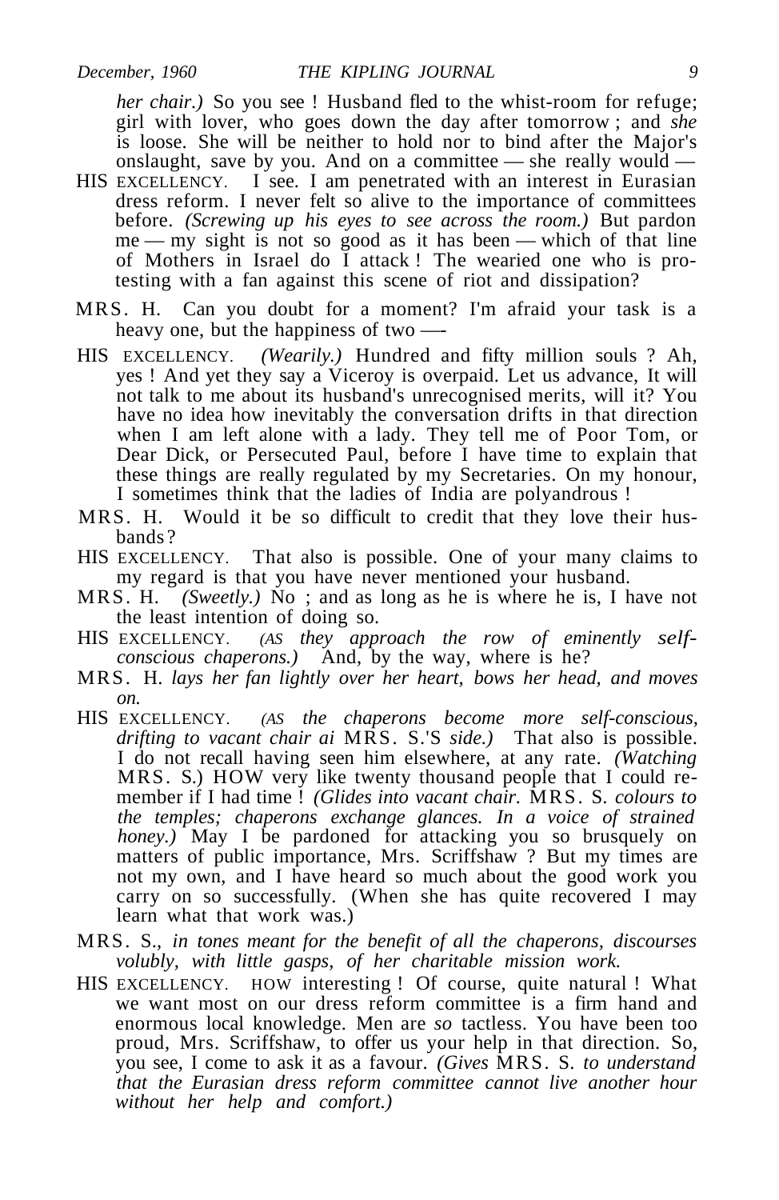*her chair.)* So you see ! Husband fled to the whist-room for refuge; girl with lover, who goes down the day after tomorrow ; and *she* is loose. She will be neither to hold nor to bind after the Major's onslaught, save by you. And on a committee — she really would —

HIS EXCELLENCY. I see. I am penetrated with an interest in Eurasian dress reform. I never felt so alive to the importance of committees before. *(Screwing up his eyes to see across the room.)* But pardon me — my sight is not so good as it has been — which of that line of Mothers in Israel do I attack ! The wearied one who is protesting with a fan against this scene of riot and dissipation?

MRS. H. Can you doubt for a moment? I'm afraid your task is a heavy one, but the happiness of two —-

HIS EXCELLENCY. *(Wearily.)* Hundred and fifty million souls ? Ah, yes ! And yet they say a Viceroy is overpaid. Let us advance, It will not talk to me about its husband's unrecognised merits, will it? You have no idea how inevitably the conversation drifts in that direction when I am left alone with a lady. They tell me of Poor Tom, or Dear Dick, or Persecuted Paul, before I have time to explain that these things are really regulated by my Secretaries. On my honour, I sometimes think that the ladies of India are polyandrous !

MRS. H. Would it be so difficult to credit that they love their husbands?

HIS EXCELLENCY. That also is possible. One of your many claims to my regard is that you have never mentioned your husband.

MRS. H. *(Sweetly.)* No ; and as long as he is where he is, I have not the least intention of doing so.

HIS EXCELLENCY. *(AS they approach the row of eminently self-conscious chaperons.)* And, by the way, where is he?

MRS. H. *lays her fan lightly over her heart, bows her head, and moves on.*

HIS EXCELLENCY. *(AS the chaperons become more self-conscious, drifting to vacant chair ai* MRS. S.'S *side.)* That also is possible. I do not recall having seen him elsewhere, at any rate. *(Watching* MRS. S.) HOW very like twenty thousand people that I could remember if I had time ! *(Glides into vacant chair.* MRS. S. *colours to the temples; chaperons exchange glances. In a voice of strained honey.)* May I be pardoned for attacking you so brusquely on matters of public importance, Mrs. Scriffshaw ? But my times are not my own, and I have heard so much about the good work you carry on so successfully. (When she has quite recovered I may learn what that work was.)

MRS. S., *in tones meant for the benefit of all the chaperons, discourses volubly, with little gasps, of her charitable mission work.*

HIS EXCELLENCY. HOW interesting ! Of course, quite natural ! What we want most on our dress reform committee is a firm hand and enormous local knowledge. Men are *so* tactless. You have been too proud, Mrs. Scriffshaw, to offer us your help in that direction. So, you see, I come to ask it as a favour. *(Gives* MRS. S. *to understand that the Eurasian dress reform committee cannot live another hour without her help and comfort.)*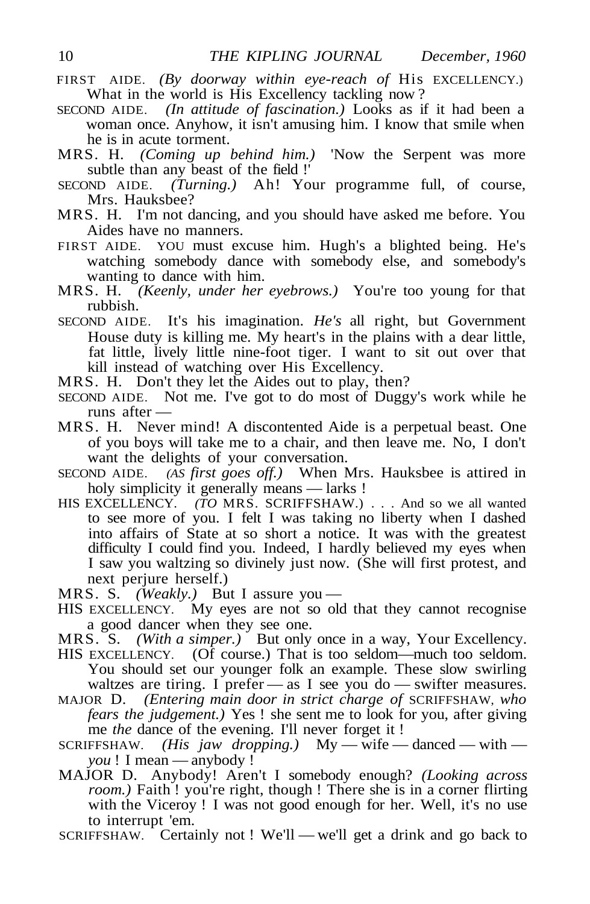FIRST AIDE. *(By doorway within eye-reach of* His EXCELLENCY.) What in the world is His Excellency tackling now ?

SECOND AIDE. *(In attitude of fascination.)* Looks as if it had been a woman once. Anyhow, it isn't amusing him. I know that smile when he is in acute torment.

MRS. H. *(Coming up behind him.)* 'Now the Serpent was more subtle than any beast of the field !'

SECOND AIDE. *(Turning.)* Ah! Your programme full, of course, Mrs. Hauksbee?

MRS. H. I'm not dancing, and you should have asked me before. You Aides have no manners.

FIRST AIDE. YOU must excuse him. Hugh's a blighted being. He's watching somebody dance with somebody else, and somebody's wanting to dance with him.

MRS. H. *(Keenly, under her eyebrows.)* You're too young for that rubbish.

SECOND AIDE. It's his imagination. *He's* all right, but Government House duty is killing me. My heart's in the plains with a dear little, fat little, lively little nine-foot tiger. I want to sit out over that kill instead of watching over His Excellency.

MRS. H. Don't they let the Aides out to play, then?

SECOND AIDE. Not me. I've got to do most of Duggy's work while he runs after —

MRS. H. Never mind! A discontented Aide is a perpetual beast. One of you boys will take me to a chair, and then leave me. No, I don't want the delights of your conversation.

SECOND AIDE. *(AS first goes off.)* When Mrs. Hauksbee is attired in holy simplicity it generally means — larks !

HIS EXCELLENCY. *(TO* MRS. SCRIFFSHAW.) . . . And so we all wanted to see more of you. I felt I was taking no liberty when I dashed into affairs of State at so short a notice. It was with the greatest difficulty I could find you. Indeed, I hardly believed my eyes when I saw you waltzing so divinely just now. (She will first protest, and next perjure herself.)

MRS. S. *(Weakly.)* But I assure you —

HIS EXCELLENCY. My eyes are not so old that they cannot recognise a good dancer when they see one.

MRS. S. *(With a simper.)* But only once in a way, Your Excellency.

HIS EXCELLENCY. (Of course.) That is too seldom—much too seldom. You should set our younger folk an example. These slow swirling waltzes are tiring. I prefer — as I see you do — swifter measures.

MAJOR D. *(Entering main door in strict charge of* SCRIFFSHAW, *who fears the judgement.)* Yes ! she sent me to look for you, after giving me *the* dance of the evening. I'll never forget it !

SCRIFFSHAW. *(His jaw dropping.)* My — wife — danced — with — *you* ! I mean — anybody !

MAJOR D. Anybody! Aren't I somebody enough? *(Looking across room.)* Faith ! you're right, though ! There she is in a corner flirting with the Viceroy ! I was not good enough for her. Well, it's no use to interrupt 'em.

SCRIFFSHAW. Certainly not ! We'll — we'll get a drink and go back to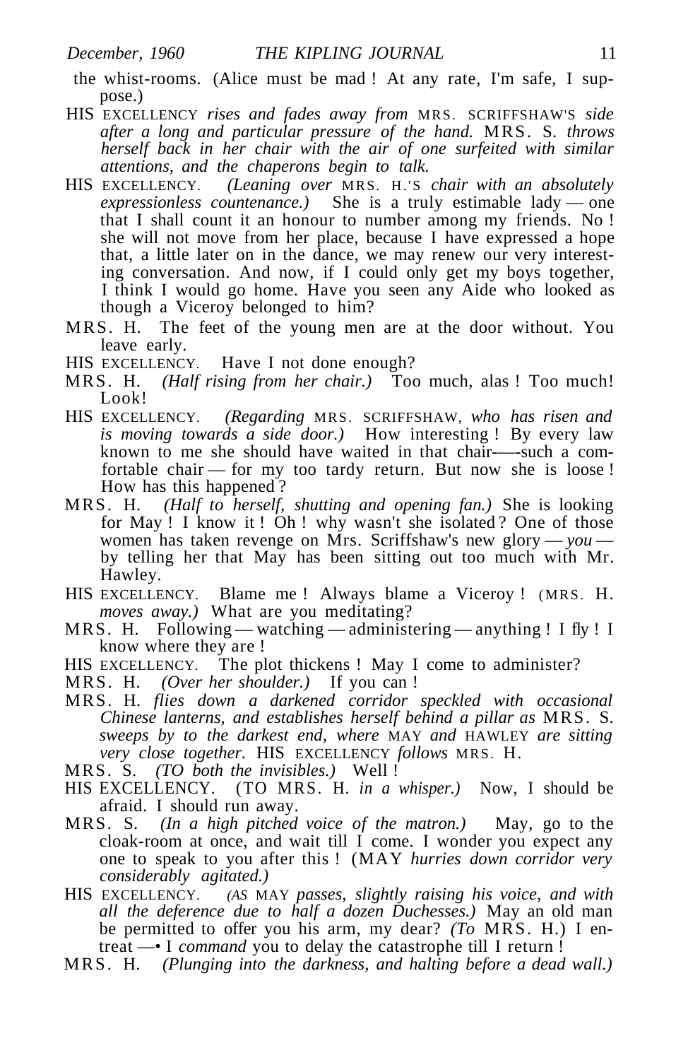the whist-rooms. (Alice must be mad ! At any rate, I'm safe, I suppose.)

HIS EXCELLENCY *rises and fades away from* MRS. SCRIFFSHAW'S *side after a long and particular pressure of the hand.* MRS. S. *throws herself back in her chair with the air of one surfeited with similar attentions, and the chaperons begin to talk.*

HIS EXCELLENCY. *(Leaning over* MRS. H.'S *chair with an absolutely expressionless countenance.)* She is a truly estimable lady — one that I shall count it an honour to number among my friends. No ! she will not move from her place, because I have expressed a hope that, a little later on in the dance, we may renew our very interesting conversation. And now, if I could only get my boys together, I think I would go home. Have you seen any Aide who looked as though a Viceroy belonged to him?

MRS. H. The feet of the young men are at the door without. You leave early.

HIS EXCELLENCY. Have I not done enough?

MRS. H. *(Half rising from her chair.)* Too much, alas ! Too much! Look!

HIS EXCELLENCY. *(Regarding* MRS. SCRIFFSHAW, *who has risen and is moving towards a side door.)* How interesting ! By every law known to me she should have waited in that chair—-such a comfortable chair — for my too tardy return. But now she is loose ! How has this happened ?

MRS. H. *(Half to herself, shutting and opening fan.)* She is looking for May ! I know it ! Oh ! why wasn't she isolated ? One of those women has taken revenge on Mrs. Scriffshaw's new glory — *you* — by telling her that May has been sitting out too much with Mr. Hawley.

HIS EXCELLENCY. Blame me ! Always blame a Viceroy ! (MRS. H. *moves away.)* What are you meditating?

MRS. H. Following — watching — administering — anything ! I fly ! I know where they are !

HIS EXCELLENCY. The plot thickens ! May I come to administer?

MRS. H. *(Over her shoulder.)* If you can !

MRS. H. *flies down a darkened corridor speckled with occasional Chinese lanterns, and establishes herself behind a pillar as* MRS. S. *sweeps by to the darkest end, where* MAY *and* HAWLEY *are sitting very close together.* HIS EXCELLENCY *follows* MRS. H.

MRS. S. *(TO both the invisibles.)* Well !

HIS EXCELLENCY. (TO MRS. H. *in a whisper.)* Now, I should be afraid. I should run away.

MRS. S. *(In a high pitched voice of the matron.)* May, go to the cloak-room at once, and wait till I come. I wonder you expect any one to speak to you after this ! (MAY *hurries down corridor very considerably agitated.)*

HIS EXCELLENCY. *(AS* MAY *passes, slightly raising his voice, and with all the deference due to half a dozen Duchesses.)* May an old man be permitted to offer you his arm, my dear? *(To* MRS. H.) I entreat —• I *command* you to delay the catastrophe till I return !

MRS. H. *(Plunging into the darkness, and halting before a dead wall.)*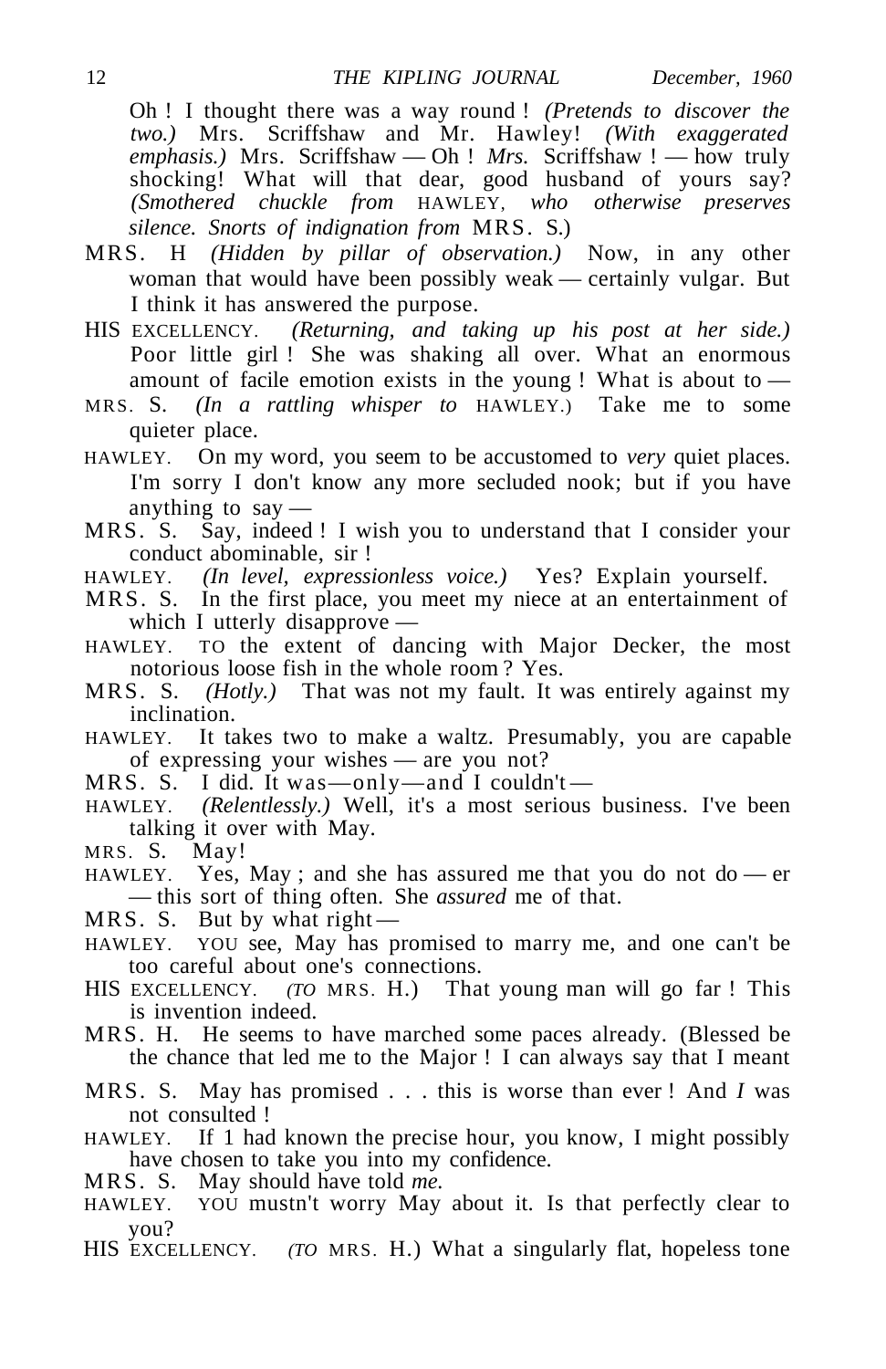Oh ! I thought there was a way round ! *(Pretends to discover the two.)* Mrs. Scriffshaw and Mr. Hawley! *(With exaggerated emphasis.)* Mrs. Scriffshaw — Oh ! *Mrs.* Scriffshaw ! — how truly shocking! What will that dear, good husband of yours say? *(Smothered chuckle from* HAWLEY, *who otherwise preserves silence. Snorts of indignation from* MRS. S.)

MRS. H *(Hidden by pillar of observation.)* Now, in any other woman that would have been possibly weak — certainly vulgar. But I think it has answered the purpose.

HIS EXCELLENCY. *(Returning, and taking up his post at her side.)* Poor little girl ! She was shaking all over. What an enormous amount of facile emotion exists in the young ! What is about to —

MRS. S. *(In a rattling whisper to* HAWLEY.) Take me to some quieter place.

HAWLEY. On my word, you seem to be accustomed to *very* quiet places. I'm sorry I don't know any more secluded nook; but if you have anything to say —

MRS. S. Say, indeed ! I wish you to understand that I consider your conduct abominable, sir !

HAWLEY. *(In level, expressionless voice.)* Yes? Explain yourself.

MRS. S. In the first place, you meet my niece at an entertainment of which I utterly disapprove —

HAWLEY. TO the extent of dancing with Major Decker, the most notorious loose fish in the whole room ? Yes.

MRS. S. *(Hotly.)* That was not my fault. It was entirely against my inclination.

HAWLEY. It takes two to make a waltz. Presumably, you are capable of expressing your wishes — are you not?

MRS. S. I did. It was—only—and I couldn't —

HAWLEY. *(Relentlessly.)* Well, it's a most serious business. I've been talking it over with May.

MRS. S. May!

HAWLEY. Yes, May ; and she has assured me that you do not do — er — this sort of thing often. She *assured* me of that.

MRS. S. But by what right —

HAWLEY. YOU see, May has promised to marry me, and one can't be too careful about one's connections.

HIS EXCELLENCY. *(TO* MRS. H.) That young man will go far ! This is invention indeed.

MRS. H. He seems to have marched some paces already. (Blessed be the chance that led me to the Major ! I can always say that I meant

MRS. S. May has promised . . . this is worse than ever ! And *I* was not consulted !

HAWLEY. If 1 had known the precise hour, you know, I might possibly have chosen to take you into my confidence.

MRS. S. May should have told *me.*

HAWLEY. YOU mustn't worry May about it. Is that perfectly clear to you?

HIS EXCELLENCY. *(TO* MRS. H.) What a singularly flat, hopeless tone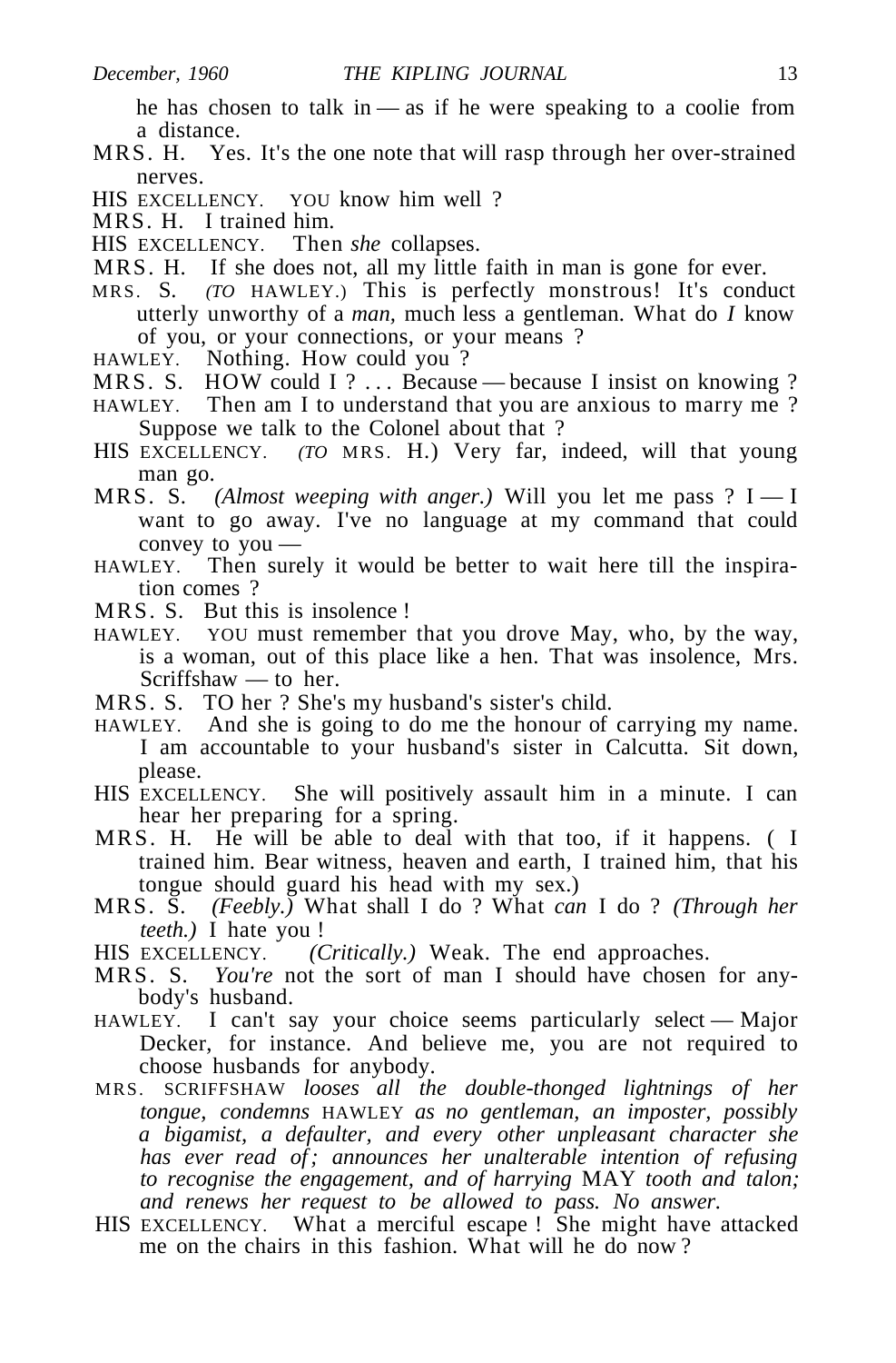he has chosen to talk in — as if he were speaking to a coolie from a distance.

MRS. H. Yes. It's the one note that will rasp through her over-strained nerves.

HIS EXCELLENCY. YOU know him well ?

MRS. H. I trained him.

HIS EXCELLENCY. Then *she* collapses.

MRS. H. If she does not, all my little faith in man is gone for ever.

MRS. S. *(TO* HAWLEY.) This is perfectly monstrous! It's conduct utterly unworthy of a *man,* much less a gentleman. What do *I* know of you, or your connections, or your means ?

HAWLEY. Nothing. How could you ?

MRS. S. HOW could I ? . . . Because — because I insist on knowing ?

HAWLEY. Then am I to understand that you are anxious to marry me ? Suppose we talk to the Colonel about that ?

HIS EXCELLENCY. *(TO* MRS. H.) Very far, indeed, will that young man go.

MRS. S. *(Almost weeping with anger.)* Will you let me pass ? I — I want to go away. I've no language at my command that could convey to you —

HAWLEY. Then surely it would be better to wait here till the inspiration comes ?

MRS. S. But this is insolence !

HAWLEY. YOU must remember that you drove May, who, by the way, is a woman, out of this place like a hen. That was insolence, Mrs. Scriffshaw — to her.

MRS. S. TO her ? She's my husband's sister's child.

HAWLEY. And she is going to do me the honour of carrying my name. I am accountable to your husband's sister in Calcutta. Sit down, please.

HIS EXCELLENCY. She will positively assault him in a minute. I can hear her preparing for a spring.

MRS. H. He will be able to deal with that too, if it happens. ( I trained him. Bear witness, heaven and earth, I trained him, that his tongue should guard his head with my sex.)

MRS. S. *(Feebly.)* What shall I do ? What *can* I do ? *(Through her teeth.)* I hate you !

HIS EXCELLENCY. *(Critically.)* Weak. The end approaches.

MRS. S. *You're* not the sort of man I should have chosen for anybody's husband.

HAWLEY. I can't say your choice seems particularly select — Major Decker, for instance. And believe me, you are not required to choose husbands for anybody.

MRS. SCRIFFSHAW *looses all the double-thonged lightnings of her tongue, condemns* HAWLEY *as no gentleman, an imposter, possibly a bigamist, a defaulter, and every other unpleasant character she has ever read of; announces her unalterable intention of refusing to recognise the engagement, and of harrying* MAY *tooth and talon; and renews her request to be allowed to pass. No answer.*

HIS EXCELLENCY. What a merciful escape ! She might have attacked me on the chairs in this fashion. What will he do now ?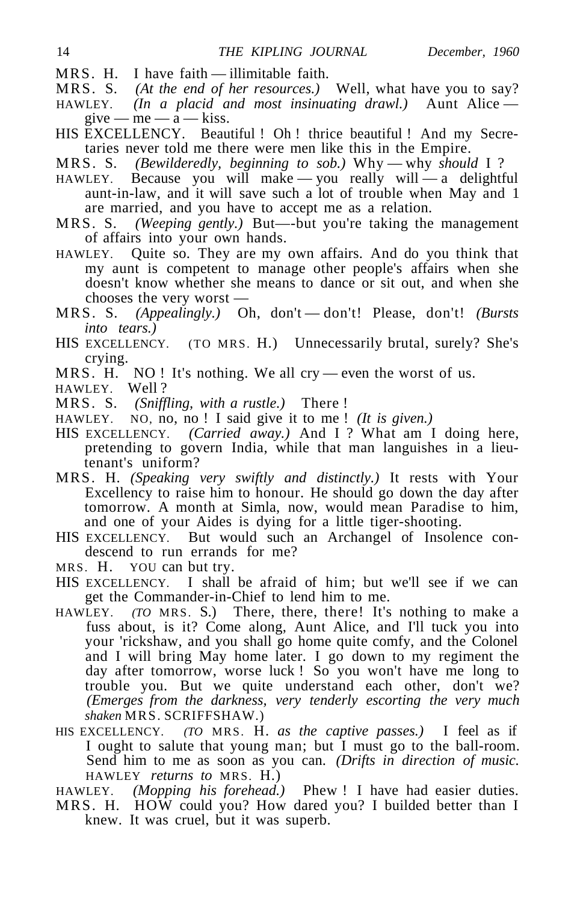MRS. H. I have faith — illimitable faith.

MRS. S. *(At the end of her resources.)* Well, what have you to say?

HAWLEY. *(In a placid and most insinuating drawl.)* Aunt Alice — give — me — a — kiss.

HIS EXCELLENCY. Beautiful ! Oh ! thrice beautiful ! And my Secretaries never told me there were men like this in the Empire.

MRS. S. *(Bewilderedly, beginning to sob.)* Why — why *should* I ?

HAWLEY. Because you will make — you really will — a delightful aunt-in-law, and it will save such a lot of trouble when May and 1 are married, and you have to accept me as a relation.

MRS. S. *(Weeping gently.)* But—-but you're taking the management of affairs into your own hands.

HAWLEY. Quite so. They are my own affairs. And do you think that my aunt is competent to manage other people's affairs when she doesn't know whether she means to dance or sit out, and when she chooses the very worst —

MRS. S. *(Appealingly.)* Oh, don't — don't! Please, don't! *(Bursts into tears.)*

HIS EXCELLENCY. (TO MRS. H.) Unnecessarily brutal, surely? She's crying.

MRS. H. NO ! It's nothing. We all cry — even the worst of us.

HAWLEY. Well ?

MRS. S. *(Sniffling, with a rustle.)* There !

HAWLEY. NO, no, no ! I said give it to me ! *(It is given.)*

HIS EXCELLENCY. *(Carried away.)* And I ? What am I doing here, pretending to govern India, while that man languishes in a lieutenant's uniform?

MRS. H. *(Speaking very swiftly and distinctly.)* It rests with Your Excellency to raise him to honour. He should go down the day after tomorrow. A month at Simla, now, would mean Paradise to him, and one of your Aides is dying for a little tiger-shooting.

HIS EXCELLENCY. But would such an Archangel of Insolence condescend to run errands for me?

MRS. H. YOU can but try.

HIS EXCELLENCY. I shall be afraid of him; but we'll see if we can get the Commander-in-Chief to lend him to me.

HAWLEY. *(TO* MRS. S.) There, there, there! It's nothing to make a fuss about, is it? Come along, Aunt Alice, and I'll tuck you into your 'rickshaw, and you shall go home quite comfy, and the Colonel and I will bring May home later. I go down to my regiment the day after tomorrow, worse luck ! So you won't have me long to trouble you. But we quite understand each other, don't we? *(Emerges from the darkness, very tenderly escorting the very much shaken* MRS. SCRIFFSHAW.)

HIS EXCELLENCY. *(TO* MRS. H. *as the captive passes.)* I feel as if I ought to salute that young man; but I must go to the ball-room. Send him to me as soon as you can. *(Drifts in direction of music.* HAWLEY *returns to* MRS. H.)

HAWLEY. *(Mopping his forehead.)* Phew ! I have had easier duties.

MRS. H. HOW could you? How dared you? I builded better than I knew. It was cruel, but it was superb.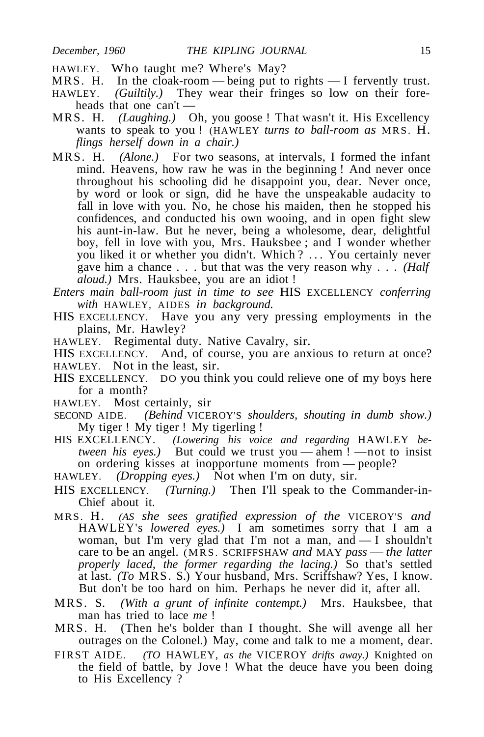HAWLEY. Who taught me? Where's May?

MRS. H. In the cloak-room — being put to rights — I fervently trust.

HAWLEY. *(Guiltily.)* They wear their fringes so low on their foreheads that one can't —

MRS. H. *(Laughing.)* Oh, you goose ! That wasn't it. His Excellency wants to speak to you ! (HAWLEY *turns to ball-room as* MRS. H. *flings herself down in a chair.)*

MRS. H. *(Alone.)* For two seasons, at intervals, I formed the infant mind. Heavens, how raw he was in the beginning ! And never once throughout his schooling did he disappoint you, dear. Never once, by word or look or sign, did he have the unspeakable audacity to fall in love with you. No, he chose his maiden, then he stopped his confidences, and conducted his own wooing, and in open fight slew his aunt-in-law. But he never, being a wholesome, dear, delightful boy, fell in love with you, Mrs. Hauksbee ; and I wonder whether you liked it or whether you didn't. Which ? . . . You certainly never gave him a chance . . . but that was the very reason why . . . *(Half aloud.)* Mrs. Hauksbee, you are an idiot !

*Enters main ball-room just in time to see* HIS EXCELLENCY *conferring with* HAWLEY, AIDES *in background.*

HIS EXCELLENCY. Have you any very pressing employments in the plains, Mr. Hawley?

HAWLEY. Regimental duty. Native Cavalry, sir.

HIS EXCELLENCY. And, of course, you are anxious to return at once?

HAWLEY. Not in the least, sir.

HIS EXCELLENCY. DO you think you could relieve one of my boys here for a month?

HAWLEY. Most certainly, sir

SECOND AIDE. *(Behind* VICEROY'S *shoulders, shouting in dumb show.)* My tiger ! My tiger ! My tigerling !

HIS EXCELLENCY. *(Lowering his voice and regarding* HAWLEY *between his eyes.)* But could we trust you — ahem ! — not to insist on ordering kisses at inopportune moments from — people?

HAWLEY. *(Dropping eyes.)* Not when I'm on duty, sir.

HIS EXCELLENCY. *(Turning.)* Then I'll speak to the Commander-in-Chief about it.

MRS. H. *(AS she sees gratified expression of the* VICEROY'S *and* HAWLEY'S *lowered eyes.)* I am sometimes sorry that I am a woman, but I'm very glad that I'm not a man, and — I shouldn't care to be an angel. (MRS. SCRIFFSHAW *and* MAY *pass — the latter properly laced, the former regarding the lacing.)* So that's settled at last. *(To* MRS. S.) Your husband, Mrs. Scriffshaw? Yes, I know. But don't be too hard on him. Perhaps he never did it, after all.

MRS. S. *(With a grunt of infinite contempt.)* Mrs. Hauksbee, that man has tried to lace *me* !

MRS. H. (Then he's bolder than I thought. She will avenge all her outrages on the Colonel.) May, come and talk to me a moment, dear.

FIRST AIDE. *(TO* HAWLEY, *as the* VICEROY *drifts away.)* Knighted on the field of battle, by Jove ! What the deuce have you been doing to His Excellency ?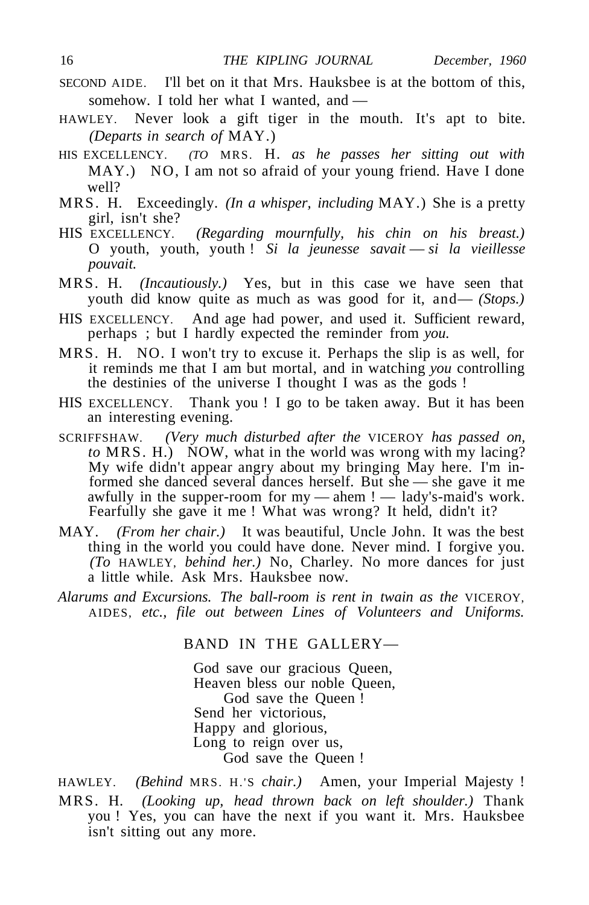SECOND AIDE. I'll bet on it that Mrs. Hauksbee is at the bottom of this, somehow. I told her what I wanted, and —

HAWLEY. Never look a gift tiger in the mouth. It's apt to bite. *(Departs in search of* MAY.)

HIS EXCELLENCY. *(TO* MRS. H. *as he passes her sitting out with* MAY.) NO, I am not so afraid of your young friend. Have I done well?

MRS. H. Exceedingly. *(In a whisper, including* MAY.) She is a pretty girl, isn't she?

HIS EXCELLENCY. *(Regarding mournfully, his chin on his breast.)* O youth, youth, youth ! *Si la jeunesse savait — si la vieillesse pouvait.*

MRS. H. *(Incautiously.)* Yes, but in this case we have seen that youth did know quite as much as was good for it, and— *(Stops.)*

HIS EXCELLENCY. And age had power, and used it. Sufficient reward, perhaps ; but I hardly expected the reminder from *you.*

MRS. H. NO. I won't try to excuse it. Perhaps the slip is as well, for it reminds me that I am but mortal, and in watching *you* controlling the destinies of the universe I thought I was as the gods !

HIS EXCELLENCY. Thank you ! I go to be taken away. But it has been an interesting evening.

SCRIFFSHAW. *(Very much disturbed after the* VICEROY *has passed on, to* MRS. H.) NOW, what in the world was wrong with my lacing? My wife didn't appear angry about my bringing May here. I'm informed she danced several dances herself. But she — she gave it me awfully in the supper-room for my — ahem ! — lady's-maid's work. Fearfully she gave it me ! What was wrong? It held, didn't it?

MAY. *(From her chair.)* It was beautiful, Uncle John. It was the best thing in the world you could have done. Never mind. I forgive you. *(To* HAWLEY, *behind her.)* No, Charley. No more dances for just a little while. Ask Mrs. Hauksbee now.

*Alarums and Excursions. The ball-room is rent in twain as the* VICEROY, AIDES, *etc., file out between Lines of Volunteers and Uniforms.*

BAND IN THE GALLERY—

God save our gracious Queen,
Heaven bless our noble Queen,
God save the Queen !
Send her victorious,
Happy and glorious,
Long to reign over us,
God save the Queen !

HAWLEY. *(Behind* MRS. H.'S *chair.)* Amen, your Imperial Majesty !

MRS. H. *(Looking up, head thrown back on left shoulder.)* Thank you ! Yes, you can have the next if you want it. Mrs. Hauksbee isn't sitting out any more.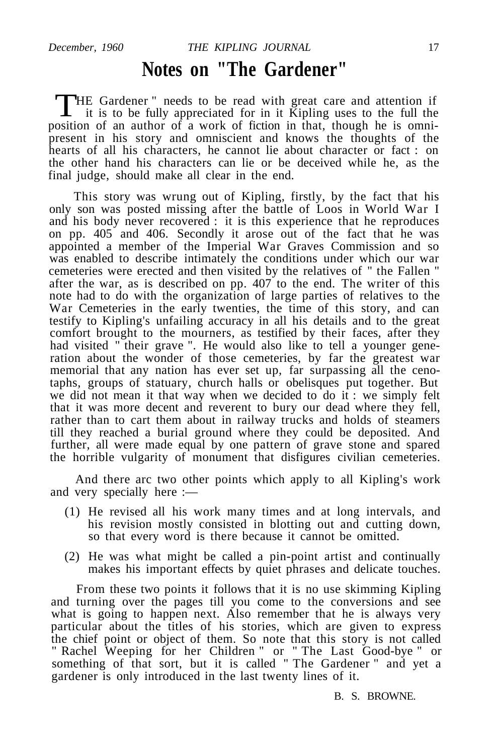# Notes on "The Gardener"

"THE Gardener " needs to be read with great care and attention if it is to be fully appreciated for in it Kipling uses to the full the position of an author of a work of fiction in that, though he is omnipresent in his story and omniscient and knows the thoughts of the hearts of all his characters, he cannot lie about character or fact : on the other hand his characters can lie or be deceived while he, as the final judge, should make all clear in the end.

This story was wrung out of Kipling, firstly, by the fact that his only son was posted missing after the battle of Loos in World War I and his body never recovered : it is this experience that he reproduces on pp. 405 and 406. Secondly it arose out of the fact that he was appointed a member of the Imperial War Graves Commission and so was enabled to describe intimately the conditions under which our war cemeteries were erected and then visited by the relatives of " the Fallen " after the war, as is described on pp. 407 to the end. The writer of this note had to do with the organization of large parties of relatives to the War Cemeteries in the early twenties, the time of this story, and can testify to Kipling's unfailing accuracy in all his details and to the great comfort brought to the mourners, as testified by their faces, after they had visited " their grave ". He would also like to tell a younger generation about the wonder of those cemeteries, by far the greatest war memorial that any nation has ever set up, far surpassing all the cenotaphs, groups of statuary, church halls or obelisques put together. But we did not mean it that way when we decided to do it : we simply felt that it was more decent and reverent to bury our dead where they fell, rather than to cart them about in railway trucks and holds of steamers till they reached a burial ground where they could be deposited. And further, all were made equal by one pattern of grave stone and spared the horrible vulgarity of monument that disfigures civilian cemeteries.

And there arc two other points which apply to all Kipling's work and very specially here :—

(1) He revised all his work many times and at long intervals, and his revision mostly consisted in blotting out and cutting down, so that every word is there because it cannot be omitted.

(2) He was what might be called a pin-point artist and continually makes his important effects by quiet phrases and delicate touches.

From these two points it follows that it is no use skimming Kipling and turning over the pages till you come to the conversions and see what is going to happen next. Also remember that he is always very particular about the titles of his stories, which are given to express the chief point or object of them. So note that this story is not called " Rachel Weeping for her Children " or " The Last Good-bye " or something of that sort, but it is called " The Gardener " and yet a gardener is only introduced in the last twenty lines of it.

B. S. BROWNE.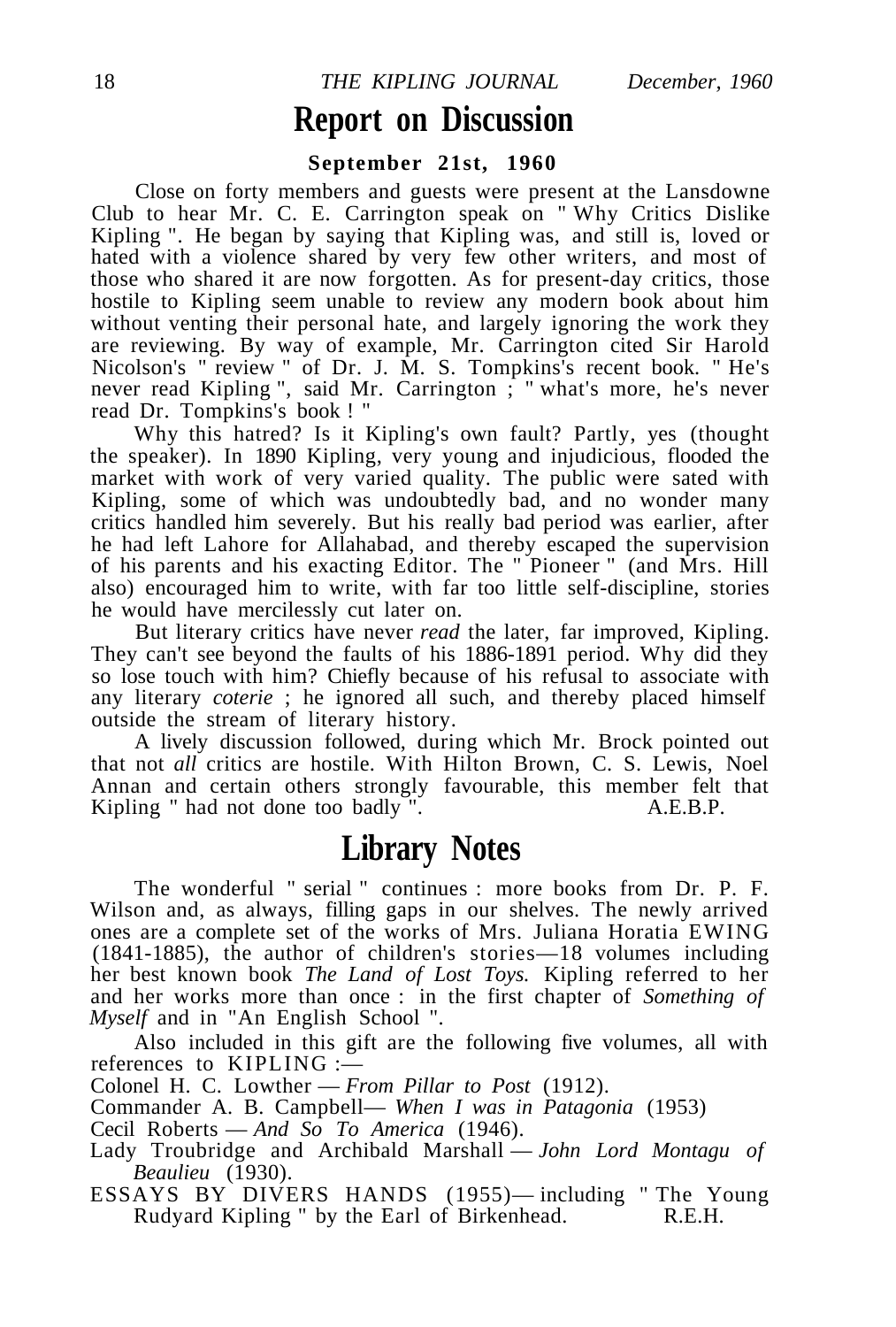# Report on Discussion

**September 21st, 1960**

Close on forty members and guests were present at the Lansdowne Club to hear Mr. C. E. Carrington speak on " Why Critics Dislike Kipling ". He began by saying that Kipling was, and still is, loved or hated with a violence shared by very few other writers, and most of those who shared it are now forgotten. As for present-day critics, those hostile to Kipling seem unable to review any modern book about him without venting their personal hate, and largely ignoring the work they are reviewing. By way of example, Mr. Carrington cited Sir Harold Nicolson's " review " of Dr. J. M. S. Tompkins's recent book. " He's never read Kipling ", said Mr. Carrington ; " what's more, he's never read Dr. Tompkins's book ! "

Why this hatred? Is it Kipling's own fault? Partly, yes (thought the speaker). In 1890 Kipling, very young and injudicious, flooded the market with work of very varied quality. The public were sated with Kipling, some of which was undoubtedly bad, and no wonder many critics handled him severely. But his really bad period was earlier, after he had left Lahore for Allahabad, and thereby escaped the supervision of his parents and his exacting Editor. The " Pioneer " (and Mrs. Hill also) encouraged him to write, with far too little self-discipline, stories he would have mercilessly cut later on.

But literary critics have never *read* the later, far improved, Kipling. They can't see beyond the faults of his 1886-1891 period. Why did they so lose touch with him? Chiefly because of his refusal to associate with any literary *coterie* ; he ignored all such, and thereby placed himself outside the stream of literary history.

A lively discussion followed, during which Mr. Brock pointed out that not *all* critics are hostile. With Hilton Brown, C. S. Lewis, Noel Annan and certain others strongly favourable, this member felt that Kipling " had not done too badly ". A.E.B.P.

# Library Notes

The wonderful " serial " continues : more books from Dr. P. F. Wilson and, as always, filling gaps in our shelves. The newly arrived ones are a complete set of the works of Mrs. Juliana Horatia EWING (1841-1885), the author of children's stories—18 volumes including her best known book *The Land of Lost Toys.* Kipling referred to her and her works more than once : in the first chapter of *Something of Myself* and in "An English School ".

Also included in this gift are the following five volumes, all with references to KIPLING :—

Colonel H. C. Lowther — *From Pillar to Post* (1912).

Commander A. B. Campbell— *When I was in Patagonia* (1953)

Cecil Roberts — *And So To America* (1946).

Lady Troubridge and Archibald Marshall — *John Lord Montagu of Beaulieu* (1930).

ESSAYS BY DIVERS HANDS (1955)— including " The Young Rudyard Kipling " by the Earl of Birkenhead. R.E.H.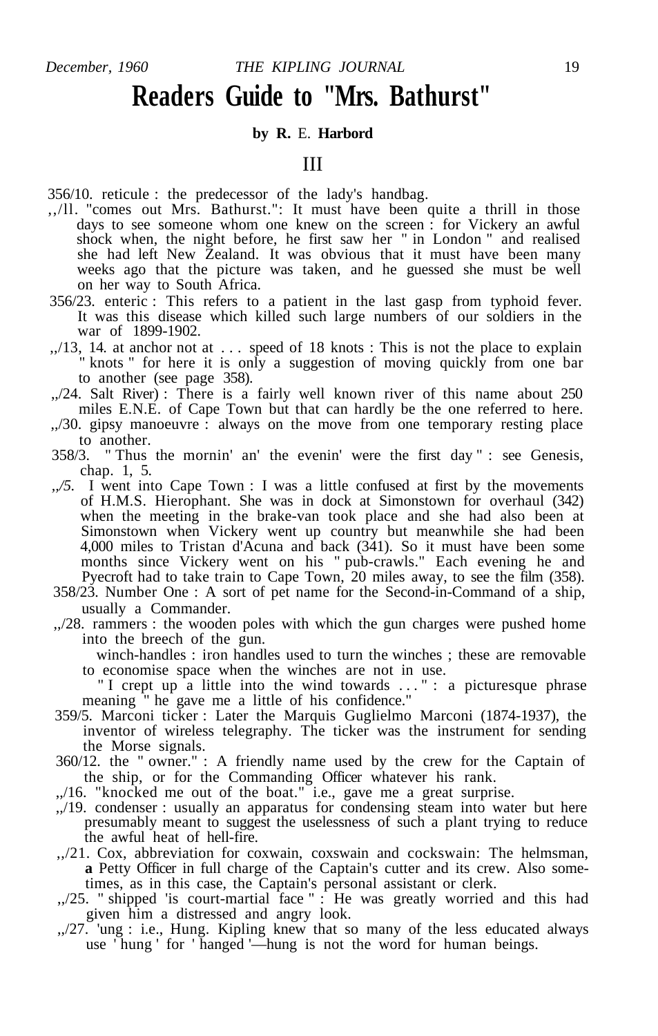# Readers Guide to "Mrs. Bathurst"

**by R. E. Harbord**

## III

356/10. reticule : the predecessor of the lady's handbag.

,,/ll. "comes out Mrs. Bathurst.": It must have been quite a thrill in those days to see someone whom one knew on the screen : for Vickery an awful shock when, the night before, he first saw her " in London " and realised she had left New Zealand. It was obvious that it must have been many weeks ago that the picture was taken, and he guessed she must be well on her way to South Africa.

356/23. enteric : This refers to a patient in the last gasp from typhoid fever. It was this disease which killed such large numbers of our soldiers in the war of 1899-1902.

,,/13, 14. at anchor not at . . . speed of 18 knots : This is not the place to explain " knots " for here it is only a suggestion of moving quickly from one bar to another (see page 358).

,,/24. Salt River) : There is a fairly well known river of this name about 250 miles E.N.E. of Cape Town but that can hardly be the one referred to here.

,,/30. gipsy manoeuvre : always on the move from one temporary resting place to another.

358/3. " Thus the mornin' an' the evenin' were the first day " : see Genesis, chap. 1, 5.

,,/5. I went into Cape Town : I was a little confused at first by the movements of H.M.S. Hierophant. She was in dock at Simonstown for overhaul (342) when the meeting in the brake-van took place and she had also been at Simonstown when Vickery went up country but meanwhile she had been 4,000 miles to Tristan d'Acuna and back (341). So it must have been some months since Vickery went on his " pub-crawls." Each evening he and Pyecroft had to take train to Cape Town, 20 miles away, to see the film (358).

358/23. Number One : A sort of pet name for the Second-in-Command of a ship, usually a Commander.

,,/28. rammers : the wooden poles with which the gun charges were pushed home into the breech of the gun.

winch-handles : iron handles used to turn the winches ; these are removable to economise space when the winches are not in use.

" I crept up a little into the wind towards . . . " : a picturesque phrase meaning " he gave me a little of his confidence."

359/5. Marconi ticker : Later the Marquis Guglielmo Marconi (1874-1937), the inventor of wireless telegraphy. The ticker was the instrument for sending the Morse signals.

360/12. the " owner." : A friendly name used by the crew for the Captain of the ship, or for the Commanding Officer whatever his rank.

,,/16. "knocked me out of the boat." i.e., gave me a great surprise.

,,/19. condenser : usually an apparatus for condensing steam into water but here presumably meant to suggest the uselessness of such a plant trying to reduce the awful heat of hell-fire.

,,/21. Cox, abbreviation for coxwain, coxswain and cockswain: The helmsman, **a** Petty Officer in full charge of the Captain's cutter and its crew. Also sometimes, as in this case, the Captain's personal assistant or clerk.

,,/25. " shipped 'is court-martial face " : He was greatly worried and this had given him a distressed and angry look.

,,/27. 'ung : i.e., Hung. Kipling knew that so many of the less educated always use ' hung ' for ' hanged '—hung is not the word for human beings.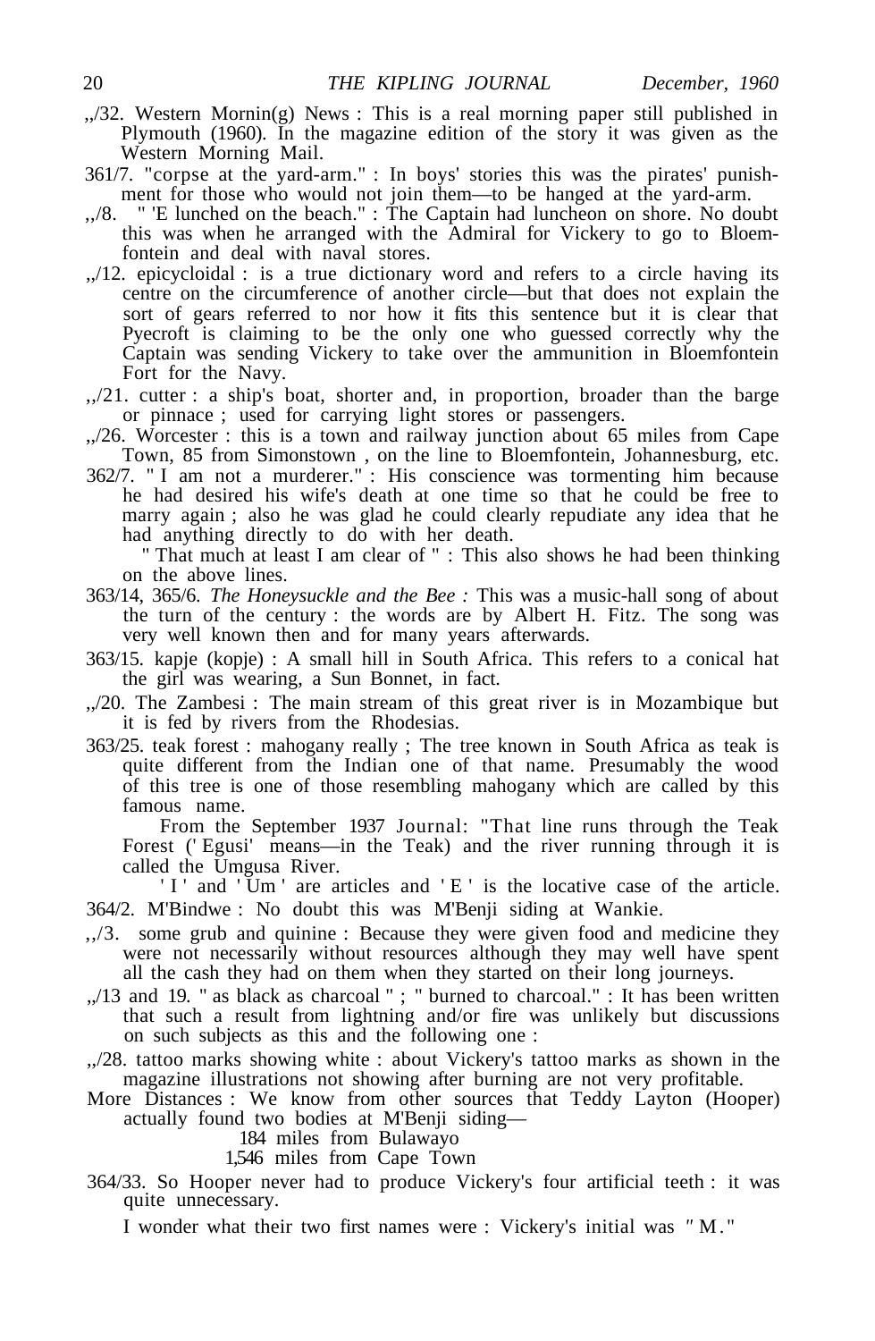,,/32. Western Mornin(g) News : This is a real morning paper still published in Plymouth (1960). In the magazine edition of the story it was given as the Western Morning Mail.

361/7. "corpse at the yard-arm." : In boys' stories this was the pirates' punishment for those who would not join them—to be hanged at the yard-arm.

,,/8. " 'E lunched on the beach." : The Captain had luncheon on shore. No doubt this was when he arranged with the Admiral for Vickery to go to Bloemfontein and deal with naval stores.

,,/12. epicycloidal : is a true dictionary word and refers to a circle having its centre on the circumference of another circle—but that does not explain the sort of gears referred to nor how it fits this sentence but it is clear that Pyecroft is claiming to be the only one who guessed correctly why the Captain was sending Vickery to take over the ammunition in Bloemfontein Fort for the Navy.

,,/21. cutter : a ship's boat, shorter and, in proportion, broader than the barge or pinnace ; used for carrying light stores or passengers.

,,/26. Worcester : this is a town and railway junction about 65 miles from Cape Town, 85 from Simonstown , on the line to Bloemfontein, Johannesburg, etc.

362/7. " I am not a murderer." : His conscience was tormenting him because he had desired his wife's death at one time so that he could be free to marry again ; also he was glad he could clearly repudiate any idea that he had anything directly to do with her death.

" That much at least I am clear of " : This also shows he had been thinking on the above lines.

363/14, 365/6. *The Honeysuckle and the Bee :* This was a music-hall song of about the turn of the century : the words are by Albert H. Fitz. The song was very well known then and for many years afterwards.

363/15. kapje (kopje) : A small hill in South Africa. This refers to a conical hat the girl was wearing, a Sun Bonnet, in fact.

,,/20. The Zambesi : The main stream of this great river is in Mozambique but it is fed by rivers from the Rhodesias.

363/25. teak forest : mahogany really ; The tree known in South Africa as teak is quite different from the Indian one of that name. Presumably the wood of this tree is one of those resembling mahogany which are called by this famous name.

From the September 1937 Journal: "That line runs through the Teak Forest (' Egusi' means—in the Teak) and the river running through it is called the Umgusa River.

' I ' and ' Um ' are articles and ' E ' is the locative case of the article.

364/2. M'Bindwe : No doubt this was M'Benji siding at Wankie.

,,/3. some grub and quinine : Because they were given food and medicine they were not necessarily without resources although they may well have spent all the cash they had on them when they started on their long journeys.

,,/13 and 19. " as black as charcoal " ; " burned to charcoal." : It has been written that such a result from lightning and/or fire was unlikely but discussions on such subjects as this and the following one :

,,/28. tattoo marks showing white : about Vickery's tattoo marks as shown in the magazine illustrations not showing after burning are not very profitable.

More Distances : We know from other sources that Teddy Layton (Hooper) actually found two bodies at M'Benji siding—

184 miles from Bulawayo
1,546 miles from Cape Town

364/33. So Hooper never had to produce Vickery's four artificial teeth : it was quite unnecessary.

I wonder what their two first names were : Vickery's initial was " M."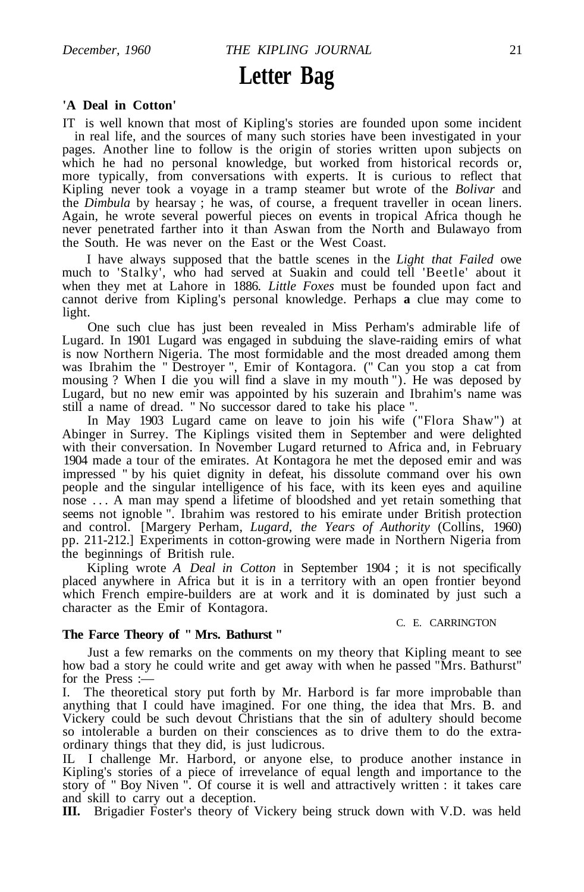# Letter Bag

### 'A Deal in Cotton'

IT is well known that most of Kipling's stories are founded upon some incident in real life, and the sources of many such stories have been investigated in your pages. Another line to follow is the origin of stories written upon subjects on which he had no personal knowledge, but worked from historical records or, more typically, from conversations with experts. It is curious to reflect that Kipling never took a voyage in a tramp steamer but wrote of the *Bolivar* and the *Dimbula* by hearsay ; he was, of course, a frequent traveller in ocean liners. Again, he wrote several powerful pieces on events in tropical Africa though he never penetrated farther into it than Aswan from the North and Bulawayo from the South. He was never on the East or the West Coast.

I have always supposed that the battle scenes in the *Light that Failed* owe much to 'Stalky', who had served at Suakin and could tell 'Beetle' about it when they met at Lahore in 1886. *Little Foxes* must be founded upon fact and cannot derive from Kipling's personal knowledge. Perhaps **a** clue may come to light.

One such clue has just been revealed in Miss Perham's admirable life of Lugard. In 1901 Lugard was engaged in subduing the slave-raiding emirs of what is now Northern Nigeria. The most formidable and the most dreaded among them was Ibrahim the " Destroyer ", Emir of Kontagora. (" Can you stop a cat from mousing ? When I die you will find a slave in my mouth "). He was deposed by Lugard, but no new emir was appointed by his suzerain and Ibrahim's name was still a name of dread. " No successor dared to take his place ".

In May 1903 Lugard came on leave to join his wife ("Flora Shaw") at Abinger in Surrey. The Kiplings visited them in September and were delighted with their conversation. In November Lugard returned to Africa and, in February 1904 made a tour of the emirates. At Kontagora he met the deposed emir and was impressed " by his quiet dignity in defeat, his dissolute command over his own people and the singular intelligence of his face, with its keen eyes and aquiline nose . . . A man may spend a lifetime of bloodshed and yet retain something that seems not ignoble ". Ibrahim was restored to his emirate under British protection and control. [Margery Perham, *Lugard, the Years of Authority* (Collins, 1960) pp. 211-212.] Experiments in cotton-growing were made in Northern Nigeria from the beginnings of British rule.

Kipling wrote *A Deal in Cotton* in September 1904 ; it is not specifically placed anywhere in Africa but it is in a territory with an open frontier beyond which French empire-builders are at work and it is dominated by just such a character as the Emir of Kontagora.

C. E. CARRINGTON

### The Farce Theory of " Mrs. Bathurst "

Just a few remarks on the comments on my theory that Kipling meant to see how bad a story he could write and get away with when he passed "Mrs. Bathurst" for the Press :—

I. The theoretical story put forth by Mr. Harbord is far more improbable than anything that I could have imagined. For one thing, the idea that Mrs. B. and Vickery could be such devout Christians that the sin of adultery should become so intolerable a burden on their consciences as to drive them to do the extraordinary things that they did, is just ludicrous.

II. I challenge Mr. Harbord, or anyone else, to produce another instance in Kipling's stories of a piece of irrevelance of equal length and importance to the story of " Boy Niven ". Of course it is well and attractively written : it takes care and skill to carry out a deception.

**III.** Brigadier Foster's theory of Vickery being struck down with V.D. was held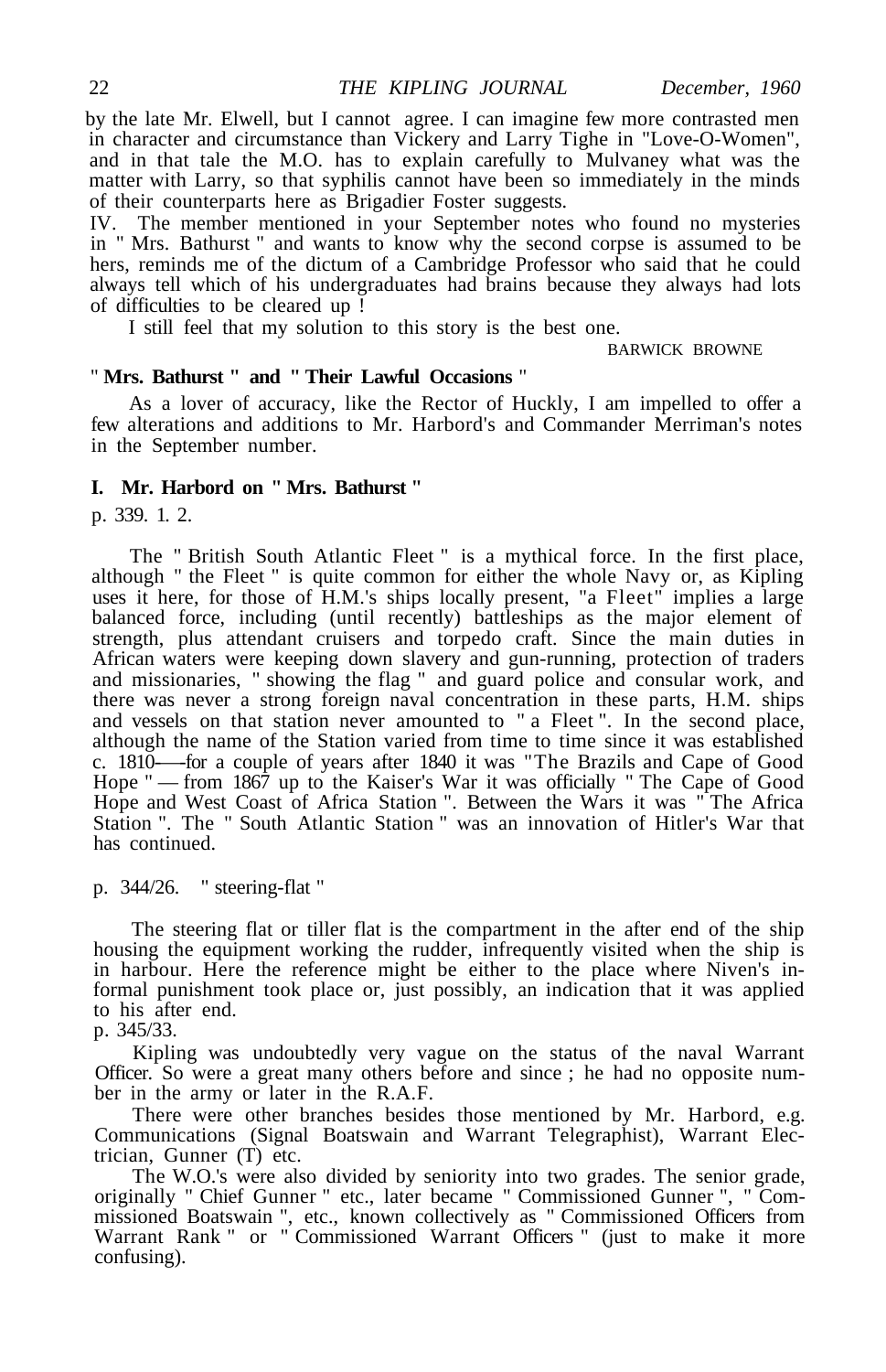by the late Mr. Elwell, but I cannot agree. I can imagine few more contrasted men in character and circumstance than Vickery and Larry Tighe in "Love-O-Women", and in that tale the M.O. has to explain carefully to Mulvaney what was the matter with Larry, so that syphilis cannot have been so immediately in the minds of their counterparts here as Brigadier Foster suggests.

IV. The member mentioned in your September notes who found no mysteries in " Mrs. Bathurst " and wants to know why the second corpse is assumed to be hers, reminds me of the dictum of a Cambridge Professor who said that he could always tell which of his undergraduates had brains because they always had lots of difficulties to be cleared up !

I still feel that my solution to this story is the best one.

BARWICK BROWNE

**" Mrs. Bathurst " and " Their Lawful Occasions "**

As a lover of accuracy, like the Rector of Huckly, I am impelled to offer a few alterations and additions to Mr. Harbord's and Commander Merriman's notes in the September number.

**I. Mr. Harbord on " Mrs. Bathurst "**

p. 339. 1. 2.

The " British South Atlantic Fleet " is a mythical force. In the first place, although " the Fleet " is quite common for either the whole Navy or, as Kipling uses it here, for those of H.M.'s ships locally present, "a Fleet" implies a large balanced force, including (until recently) battleships as the major element of strength, plus attendant cruisers and torpedo craft. Since the main duties in African waters were keeping down slavery and gun-running, protection of traders and missionaries, " showing the flag " and guard police and consular work, and there was never a strong foreign naval concentration in these parts, H.M. ships and vessels on that station never amounted to " a Fleet ". In the second place, although the name of the Station varied from time to time since it was established c. 1810—for a couple of years after 1840 it was "The Brazils and Cape of Good Hope " — from 1867 up to the Kaiser's War it was officially " The Cape of Good Hope and West Coast of Africa Station ". Between the Wars it was " The Africa Station ". The " South Atlantic Station " was an innovation of Hitler's War that has continued.

p. 344/26. " steering-flat "

The steering flat or tiller flat is the compartment in the after end of the ship housing the equipment working the rudder, infrequently visited when the ship is in harbour. Here the reference might be either to the place where Niven's informal punishment took place or, just possibly, an indication that it was applied to his after end.

p. 345/33.

Kipling was undoubtedly very vague on the status of the naval Warrant Officer. So were a great many others before and since ; he had no opposite number in the army or later in the R.A.F.

There were other branches besides those mentioned by Mr. Harbord, e.g. Communications (Signal Boatswain and Warrant Telegraphist), Warrant Electrician, Gunner (T) etc.

The W.O.'s were also divided by seniority into two grades. The senior grade, originally " Chief Gunner " etc., later became " Commissioned Gunner ", " Commissioned Boatswain ", etc., known collectively as " Commissioned Officers from Warrant Rank " or " Commissioned Warrant Officers " (just to make it more confusing).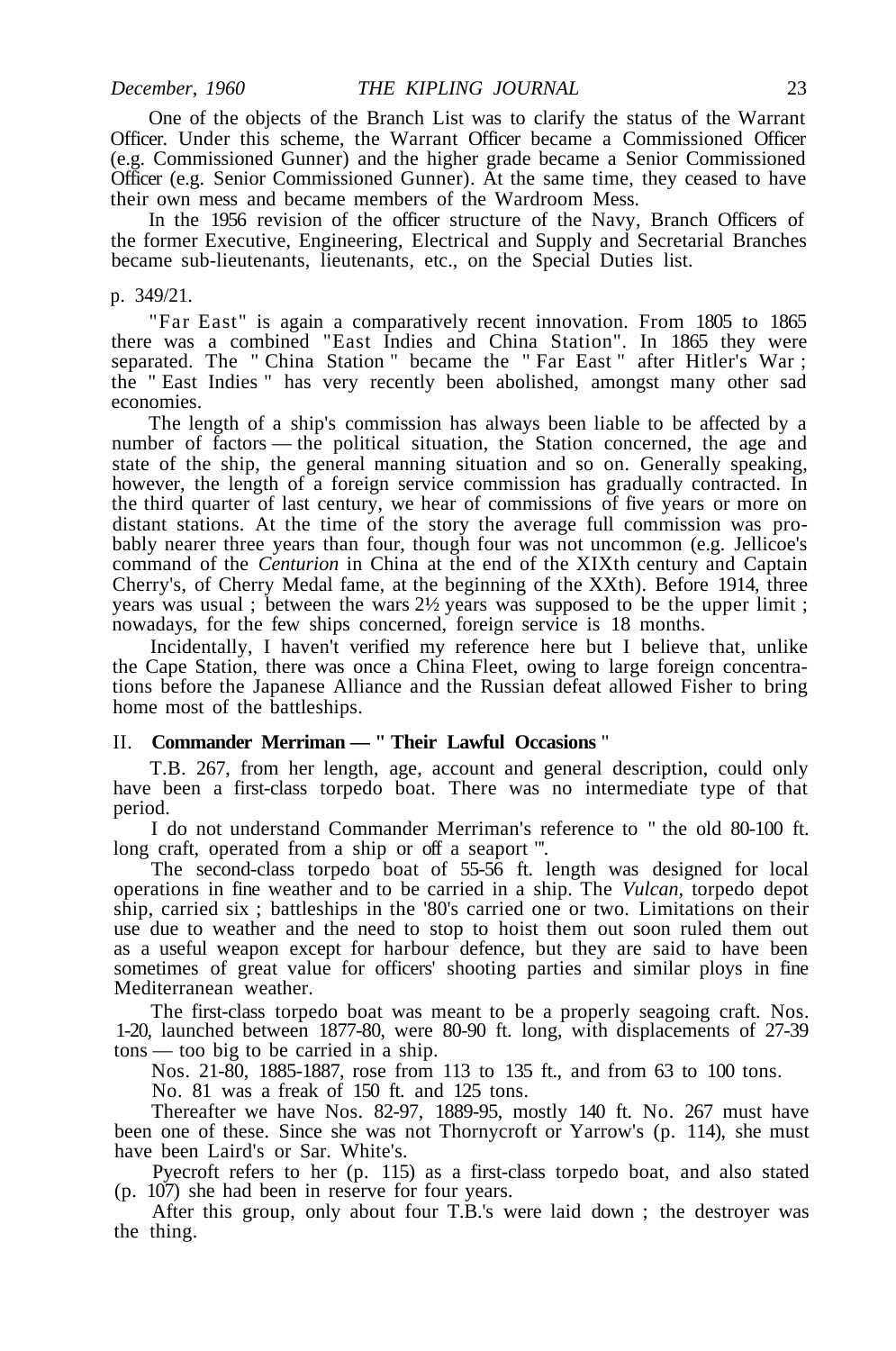One of the objects of the Branch List was to clarify the status of the Warrant Officer. Under this scheme, the Warrant Officer became a Commissioned Officer (e.g. Commissioned Gunner) and the higher grade became a Senior Commissioned Officer (e.g. Senior Commissioned Gunner). At the same time, they ceased to have their own mess and became members of the Wardroom Mess.

In the 1956 revision of the officer structure of the Navy, Branch Officers of the former Executive, Engineering, Electrical and Supply and Secretarial Branches became sub-lieutenants, lieutenants, etc., on the Special Duties list.

p. 349/21.

"Far East" is again a comparatively recent innovation. From 1805 to 1865 there was a combined "East Indies and China Station". In 1865 they were separated. The " China Station " became the " Far East " after Hitler's War ; the " East Indies " has very recently been abolished, amongst many other sad economies.

The length of a ship's commission has always been liable to be affected by a number of factors — the political situation, the Station concerned, the age and state of the ship, the general manning situation and so on. Generally speaking, however, the length of a foreign service commission has gradually contracted. In the third quarter of last century, we hear of commissions of five years or more on distant stations. At the time of the story the average full commission was probably nearer three years than four, though four was not uncommon (e.g. Jellicoe's command of the *Centurion* in China at the end of the XIXth century and Captain Cherry's, of Cherry Medal fame, at the beginning of the XXth). Before 1914, three years was usual ; between the wars 2½ years was supposed to be the upper limit ; nowadays, for the few ships concerned, foreign service is 18 months.

Incidentally, I haven't verified my reference here but I believe that, unlike the Cape Station, there was once a China Fleet, owing to large foreign concentrations before the Japanese Alliance and the Russian defeat allowed Fisher to bring home most of the battleships.

## II. **Commander Merriman — " Their Lawful Occasions "**

T.B. 267, from her length, age, account and general description, could only have been a first-class torpedo boat. There was no intermediate type of that period.

I do not understand Commander Merriman's reference to " the old 80-100 ft. long craft, operated from a ship or off a seaport ".

The second-class torpedo boat of 55-56 ft. length was designed for local operations in fine weather and to be carried in a ship. The *Vulcan,* torpedo depot ship, carried six ; battleships in the '80's carried one or two. Limitations on their use due to weather and the need to stop to hoist them out soon ruled them out as a useful weapon except for harbour defence, but they are said to have been sometimes of great value for officers' shooting parties and similar ploys in fine Mediterranean weather.

The first-class torpedo boat was meant to be a properly seagoing craft. Nos. 1-20, launched between 1877-80, were 80-90 ft. long, with displacements of 27-39 tons — too big to be carried in a ship.

Nos. 21-80, 1885-1887, rose from 113 to 135 ft., and from 63 to 100 tons.

No. 81 was a freak of 150 ft. and 125 tons.

Thereafter we have Nos. 82-97, 1889-95, mostly 140 ft. No. 267 must have been one of these. Since she was not Thornycroft or Yarrow's (p. 114), she must have been Laird's or Sar. White's.

Pyecroft refers to her (p. 115) as a first-class torpedo boat, and also stated (p. 107) she had been in reserve for four years.

After this group, only about four T.B.'s were laid down ; the destroyer was the thing.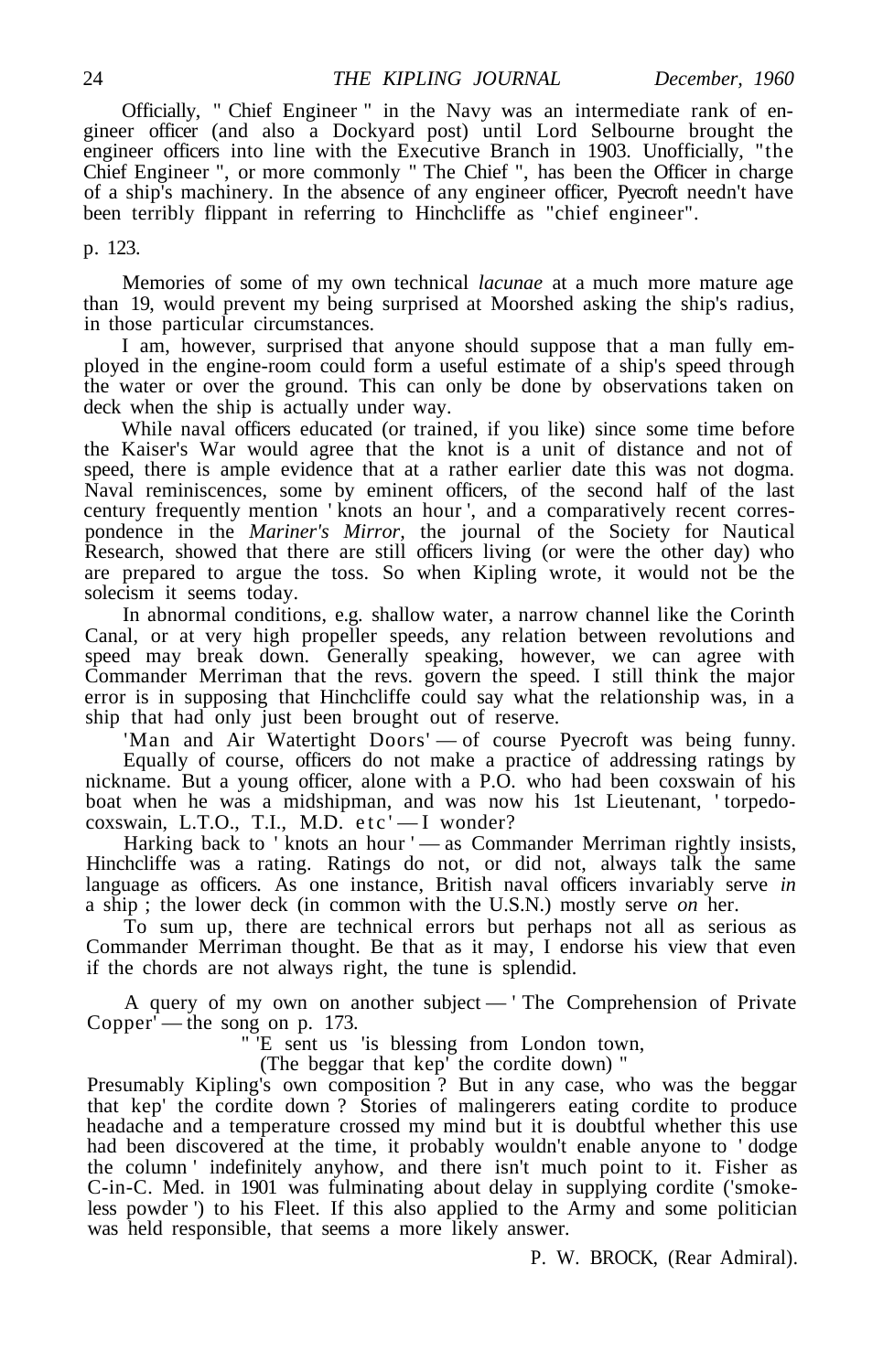Officially, " Chief Engineer " in the Navy was an intermediate rank of engineer officer (and also a Dockyard post) until Lord Selbourne brought the engineer officers into line with the Executive Branch in 1903. Unofficially, "the Chief Engineer ", or more commonly " The Chief ", has been the Officer in charge of a ship's machinery. In the absence of any engineer officer, Pyecroft needn't have been terribly flippant in referring to Hinchcliffe as "chief engineer".

p. 123.

Memories of some of my own technical *lacunae* at a much more mature age than 19, would prevent my being surprised at Moorshed asking the ship's radius, in those particular circumstances.

I am, however, surprised that anyone should suppose that a man fully employed in the engine-room could form a useful estimate of a ship's speed through the water or over the ground. This can only be done by observations taken on deck when the ship is actually under way.

While naval officers educated (or trained, if you like) since some time before the Kaiser's War would agree that the knot is a unit of distance and not of speed, there is ample evidence that at a rather earlier date this was not dogma. Naval reminiscences, some by eminent officers, of the second half of the last century frequently mention ' knots an hour ', and a comparatively recent correspondence in the *Mariner's Mirror*, the journal of the Society for Nautical Research, showed that there are still officers living (or were the other day) who are prepared to argue the toss. So when Kipling wrote, it would not be the solecism it seems today.

In abnormal conditions, e.g. shallow water, a narrow channel like the Corinth Canal, or at very high propeller speeds, any relation between revolutions and speed may break down. Generally speaking, however, we can agree with Commander Merriman that the revs. govern the speed. I still think the major error is in supposing that Hinchcliffe could say what the relationship was, in a ship that had only just been brought out of reserve.

'Man and Air Watertight Doors' — of course Pyecroft was being funny. Equally of course, officers do not make a practice of addressing ratings by nickname. But a young officer, alone with a P.O. who had been coxswain of his boat when he was a midshipman, and was now his 1st Lieutenant, ' torpedo-coxswain, L.T.O., T.I., M.D. etc' — I wonder?

Harking back to ' knots an hour ' — as Commander Merriman rightly insists, Hinchcliffe was a rating. Ratings do not, or did not, always talk the same language as officers. As one instance, British naval officers invariably serve *in* a ship ; the lower deck (in common with the U.S.N.) mostly serve *on* her.

To sum up, there are technical errors but perhaps not all as serious as Commander Merriman thought. Be that as it may, I endorse his view that even if the chords are not always right, the tune is splendid.

A query of my own on another subject — ' The Comprehension of Private Copper' — the song on p. 173.

" 'E sent us 'is blessing from London town,
(The beggar that kep' the cordite down) "

Presumably Kipling's own composition ? But in any case, who was the beggar that kep' the cordite down ? Stories of malingerers eating cordite to produce headache and a temperature crossed my mind but it is doubtful whether this use had been discovered at the time, it probably wouldn't enable anyone to ' dodge the column ' indefinitely anyhow, and there isn't much point to it. Fisher as C-in-C. Med. in 1901 was fulminating about delay in supplying cordite ('smokeless powder ') to his Fleet. If this also applied to the Army and some politician was held responsible, that seems a more likely answer.

P. W. BROCK, (Rear Admiral).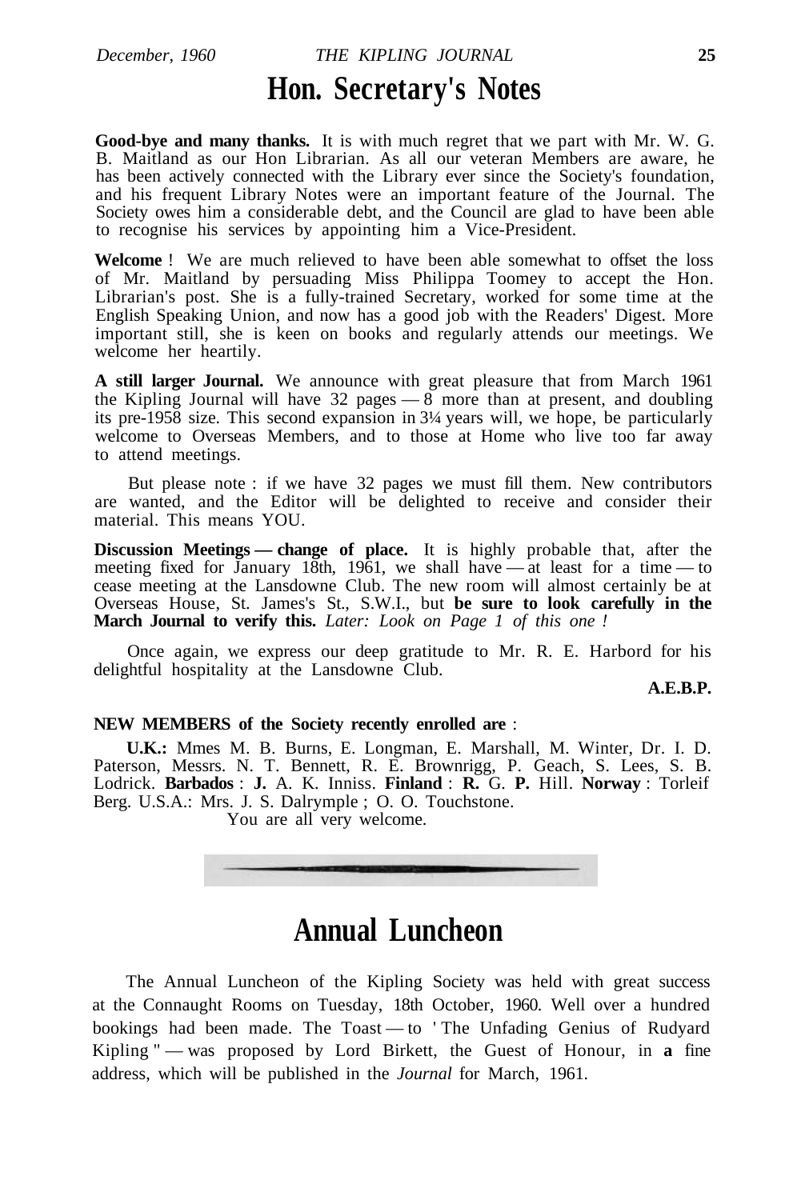# Hon. Secretary's Notes

**Good-bye and many thanks.** It is with much regret that we part with Mr. W. G. B. Maitland as our Hon Librarian. As all our veteran Members are aware, he has been actively connected with the Library ever since the Society's foundation, and his frequent Library Notes were an important feature of the Journal. The Society owes him a considerable debt, and the Council are glad to have been able to recognise his services by appointing him a Vice-President.

**Welcome** ! We are much relieved to have been able somewhat to offset the loss of Mr. Maitland by persuading Miss Philippa Toomey to accept the Hon. Librarian's post. She is a fully-trained Secretary, worked for some time at the English Speaking Union, and now has a good job with the Readers' Digest. More important still, she is keen on books and regularly attends our meetings. We welcome her heartily.

**A still larger Journal.** We announce with great pleasure that from March 1961 the Kipling Journal will have 32 pages — 8 more than at present, and doubling its pre-1958 size. This second expansion in 3¼ years will, we hope, be particularly welcome to Overseas Members, and to those at Home who live too far away to attend meetings.

But please note : if we have 32 pages we must fill them. New contributors are wanted, and the Editor will be delighted to receive and consider their material. This means YOU.

**Discussion Meetings — change of place.** It is highly probable that, after the meeting fixed for January 18th, 1961, we shall have — at least for a time — to cease meeting at the Lansdowne Club. The new room will almost certainly be at Overseas House, St. James's St., S.W.I., but **be sure to look carefully in the March Journal to verify this.** *Later: Look on Page 1 of this one !*

Once again, we express our deep gratitude to Mr. R. E. Harbord for his delightful hospitality at the Lansdowne Club.

**A.E.B.P.**

**NEW MEMBERS of the Society recently enrolled are** :

**U.K.:** Mmes M. B. Burns, E. Longman, E. Marshall, M. Winter, Dr. I. D. Paterson, Messrs. N. T. Bennett, R. E. Brownrigg, P. Geach, S. Lees, S. B. Lodrick. **Barbados** : **J.** A. K. Inniss. **Finland** : **R.** G. **P.** Hill. **Norway** : Torleif Berg. U.S.A.: Mrs. J. S. Dalrymple ; O. O. Touchstone.

You are all very welcome.

# Annual Luncheon

The Annual Luncheon of the Kipling Society was held with great success at the Connaught Rooms on Tuesday, 18th October, 1960. Well over a hundred bookings had been made. The Toast — to ' The Unfading Genius of Rudyard Kipling " — was proposed by Lord Birkett, the Guest of Honour, in **a** fine address, which will be published in the *Journal* for March, 1961.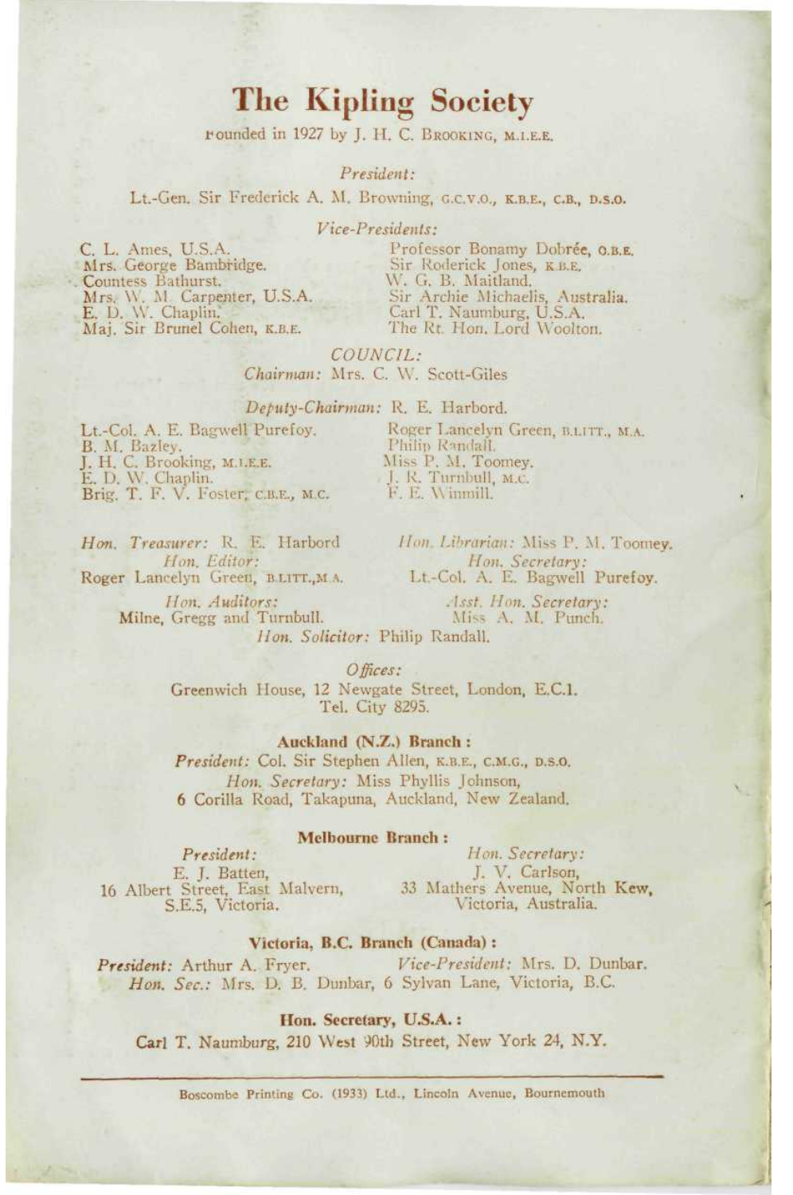# The Kipling Society

Founded in 1927 by J. H. C. BROOKING, M.I.E.E.

*President:*

Lt.-Gen. Sir Frederick A. M. Browning, G.C.V.O., K.B.E., C.B., D.S.O.

*Vice-Presidents:*

C. L. Ames, U.S.A.
Mrs. George Bambridge.
Countess Bathurst.
Mrs. W. M. Carpenter, U.S.A.
E. D. W. Chaplin.
Maj. Sir Brunel Cohen, K.B.E.
Professor Bonamy Dobrée, O.B.E.
Sir Roderick Jones, K.B.E.
W. G. B. Maitland.
Sir Archie Michaelis, Australia.
Carl T. Naumburg, U.S.A.
The Rt. Hon. Lord Woolton.

COUNCIL:

*Chairman:* Mrs. C. W. Scott-Giles

*Deputy-Chairman:* R. E. Harbord.

Lt.-Col. A. E. Bagwell Purefoy.
B. M. Bazley.
J. H. C. Brooking, M.I.E.E.
E. D. W. Chaplin.
Brig. T. F. V. Foster, C.B.E., M.C.
Roger Lancelyn Green, B.LITT., M.A.
Philip Randall.
Miss P. M. Toomey.
J. R. Turnbull, M.C.
F. E. Winmill.

*Hon. Treasurer:* R. E. Harbord

*Hon. Editor:* Roger Lancelyn Green, B.LITT., M.A.

*Hon. Auditors:* Milne, Gregg and Turnbull.

*Hon. Librarian:* Miss P. M. Toomey.

*Hon. Secretary:* Lt.-Col. A. E. Bagwell Purefoy.

*Asst. Hon. Secretary:* Miss A. M. Punch.

*Hon. Solicitor:* Philip Randall.

*Offices:*

Greenwich House, 12 Newgate Street, London, E.C.1.
Tel. City 8295.

**Auckland (N.Z.) Branch:**

*President:* Col. Sir Stephen Allen, K.B.E., C.M.G., D.S.O.
*Hon. Secretary:* Miss Phyllis Johnson,
6 Corilla Road, Takapuna, Auckland, New Zealand.

**Melbourne Branch:**

*President:*
E. J. Batten,
16 Albert Street, East Malvern,
S.E.5, Victoria.

*Hon. Secretary:*
J. V. Carlson,
33 Mathers Avenue, North Kew,
Victoria, Australia.

**Victoria, B.C. Branch (Canada):**

*President:* Arthur A. Fryer. *Vice-President:* Mrs. D. Dunbar.
*Hon. Sec.:* Mrs. D. B. Dunbar, 6 Sylvan Lane, Victoria, B.C.

**Hon. Secretary, U.S.A.:**

Carl T. Naumburg, 210 West 90th Street, New York 24, N.Y.

---

Boscombe Printing Co. (1933) Ltd., Lincoln Avenue, Bournemouth